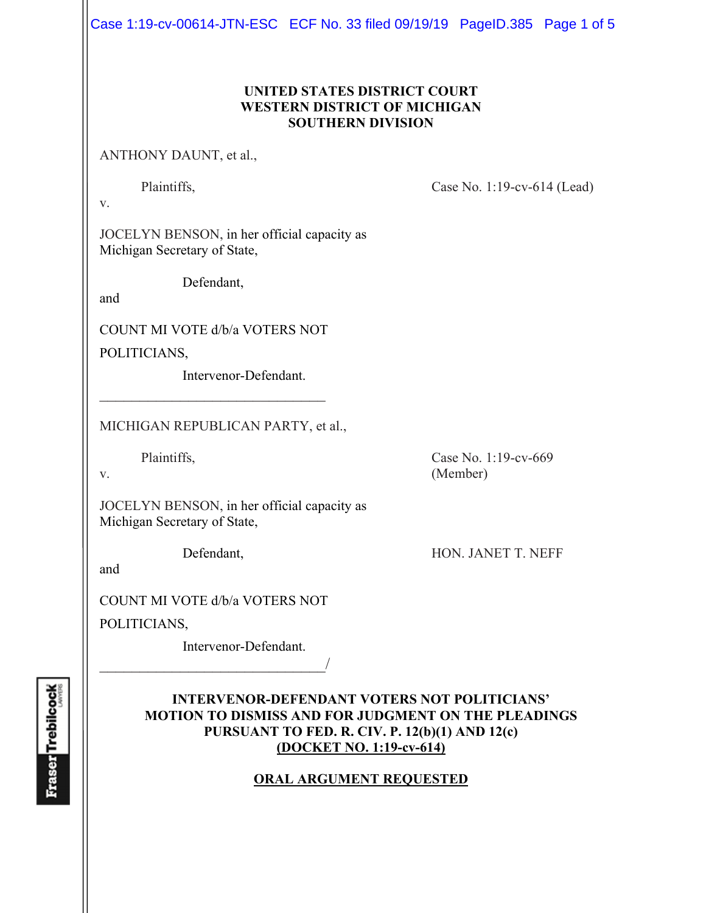**UNITED STATES DISTRICT COURT**
**WESTERN DISTRICT OF MICHIGAN**
**SOUTHERN DIVISION**

ANTHONY DAUNT, et al.,

Plaintiffs,

v.

Case No. 1:19-cv-614 (Lead)

JOCELYN BENSON, in her official capacity as Michigan Secretary of State,

Defendant,

and

COUNT MI VOTE d/b/a VOTERS NOT POLITICIANS,

Intervenor-Defendant.

---

MICHIGAN REPUBLICAN PARTY, et al.,

Plaintiffs,

v.

Case No. 1:19-cv-669 (Member)

JOCELYN BENSON, in her official capacity as Michigan Secretary of State,

Defendant,

HON. JANET T. NEFF

and

COUNT MI VOTE d/b/a VOTERS NOT POLITICIANS,

Intervenor-Defendant.

---/

**INTERVENOR-DEFENDANT VOTERS NOT POLITICIANS' MOTION TO DISMISS AND FOR JUDGMENT ON THE PLEADINGS PURSUANT TO FED. R. CIV. P. 12(b)(1) AND 12(c)**
**(DOCKET NO. 1:19-cv-614)**

**ORAL ARGUMENT REQUESTED**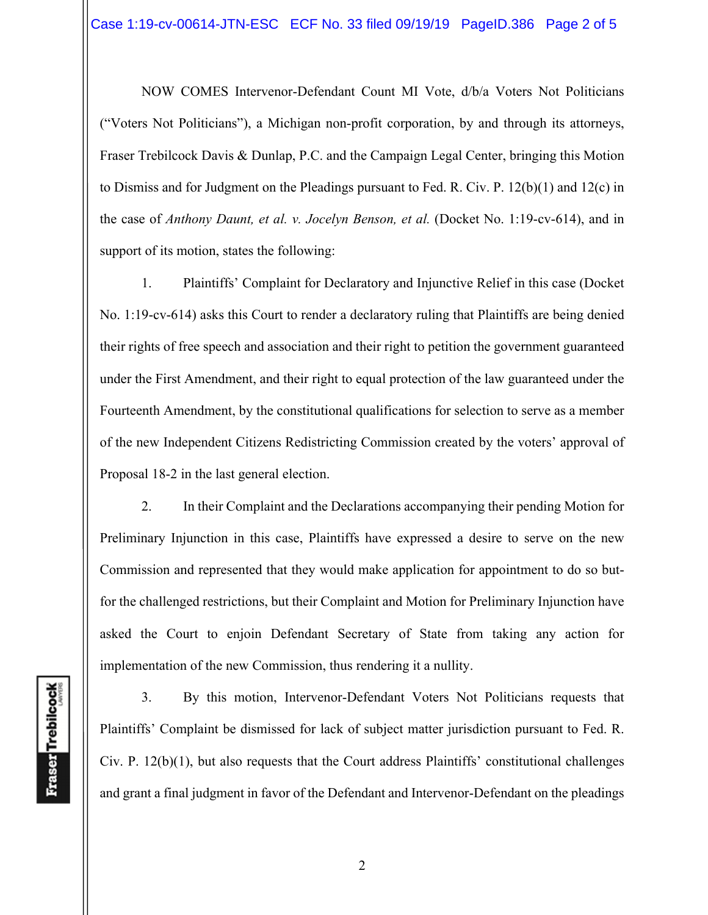NOW COMES Intervenor-Defendant Count MI Vote, d/b/a Voters Not Politicians ("Voters Not Politicians"), a Michigan non-profit corporation, by and through its attorneys, Fraser Trebilcock Davis & Dunlap, P.C. and the Campaign Legal Center, bringing this Motion to Dismiss and for Judgment on the Pleadings pursuant to Fed. R. Civ. P. 12(b)(1) and 12(c) in the case of *Anthony Daunt, et al. v. Jocelyn Benson, et al.* (Docket No. 1:19-cv-614), and in support of its motion, states the following:

1. Plaintiffs' Complaint for Declaratory and Injunctive Relief in this case (Docket No. 1:19-cv-614) asks this Court to render a declaratory ruling that Plaintiffs are being denied their rights of free speech and association and their right to petition the government guaranteed under the First Amendment, and their right to equal protection of the law guaranteed under the Fourteenth Amendment, by the constitutional qualifications for selection to serve as a member of the new Independent Citizens Redistricting Commission created by the voters' approval of Proposal 18-2 in the last general election.

2. In their Complaint and the Declarations accompanying their pending Motion for Preliminary Injunction in this case, Plaintiffs have expressed a desire to serve on the new Commission and represented that they would make application for appointment to do so but-for the challenged restrictions, but their Complaint and Motion for Preliminary Injunction have asked the Court to enjoin Defendant Secretary of State from taking any action for implementation of the new Commission, thus rendering it a nullity.

3. By this motion, Intervenor-Defendant Voters Not Politicians requests that Plaintiffs' Complaint be dismissed for lack of subject matter jurisdiction pursuant to Fed. R. Civ. P. 12(b)(1), but also requests that the Court address Plaintiffs' constitutional challenges and grant a final judgment in favor of the Defendant and Intervenor-Defendant on the pleadings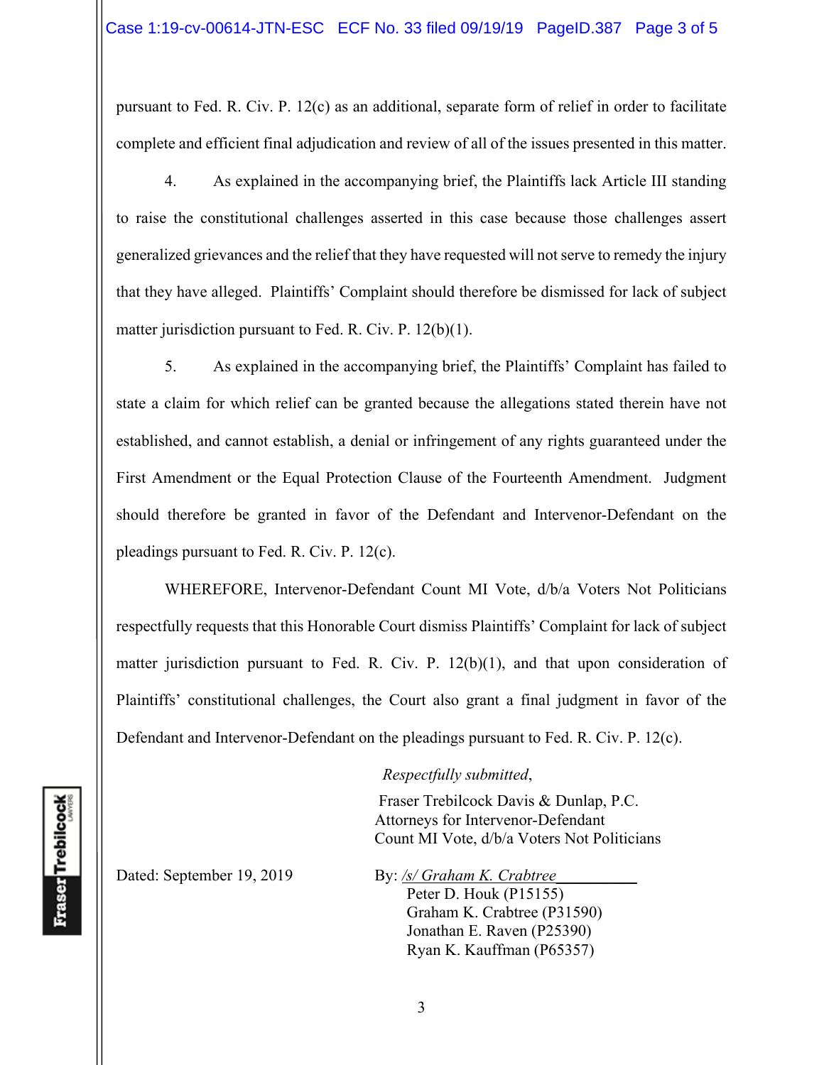pursuant to Fed. R. Civ. P. 12(c) as an additional, separate form of relief in order to facilitate complete and efficient final adjudication and review of all of the issues presented in this matter.

4. As explained in the accompanying brief, the Plaintiffs lack Article III standing to raise the constitutional challenges asserted in this case because those challenges assert generalized grievances and the relief that they have requested will not serve to remedy the injury that they have alleged. Plaintiffs' Complaint should therefore be dismissed for lack of subject matter jurisdiction pursuant to Fed. R. Civ. P. 12(b)(1).

5. As explained in the accompanying brief, the Plaintiffs' Complaint has failed to state a claim for which relief can be granted because the allegations stated therein have not established, and cannot establish, a denial or infringement of any rights guaranteed under the First Amendment or the Equal Protection Clause of the Fourteenth Amendment. Judgment should therefore be granted in favor of the Defendant and Intervenor-Defendant on the pleadings pursuant to Fed. R. Civ. P. 12(c).

WHEREFORE, Intervenor-Defendant Count MI Vote, d/b/a Voters Not Politicians respectfully requests that this Honorable Court dismiss Plaintiffs' Complaint for lack of subject matter jurisdiction pursuant to Fed. R. Civ. P. 12(b)(1), and that upon consideration of Plaintiffs' constitutional challenges, the Court also grant a final judgment in favor of the Defendant and Intervenor-Defendant on the pleadings pursuant to Fed. R. Civ. P. 12(c).

*Respectfully submitted*,

Fraser Trebilcock Davis & Dunlap, P.C.
Attorneys for Intervenor-Defendant
Count MI Vote, d/b/a Voters Not Politicians

Dated: September 19, 2019

By: */s/ Graham K. Crabtree*
Peter D. Houk (P15155)
Graham K. Crabtree (P31590)
Jonathan E. Raven (P25390)
Ryan K. Kauffman (P65357)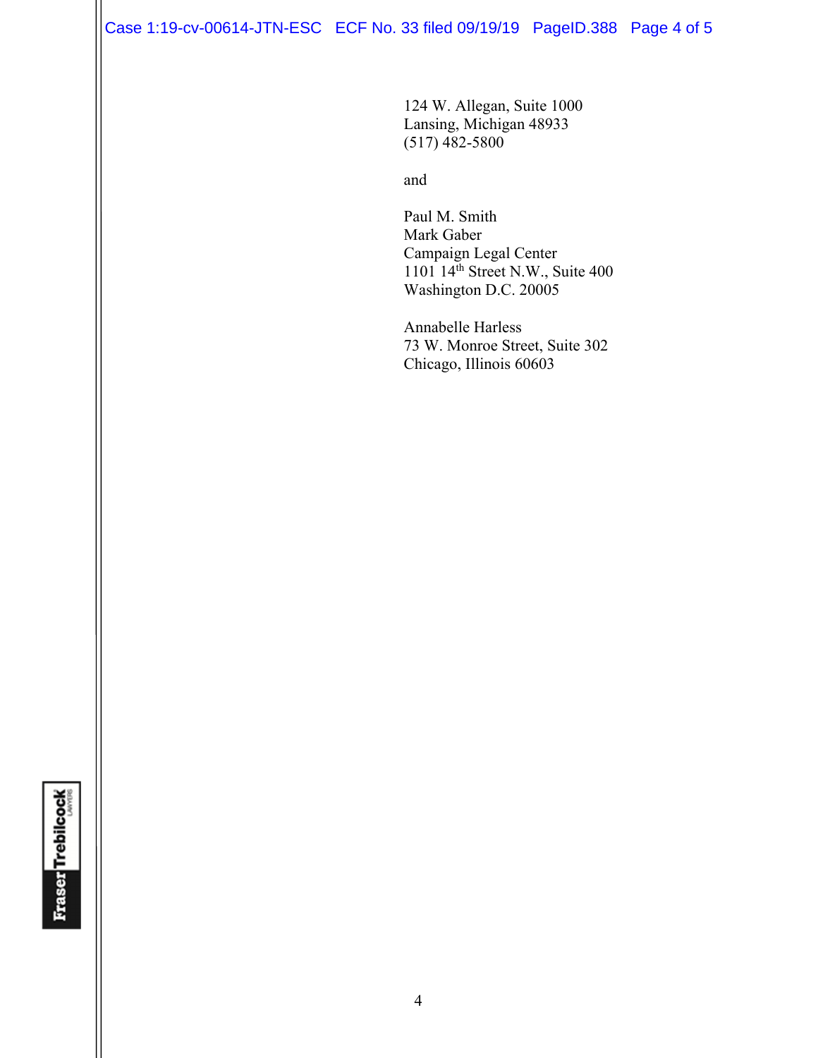124 W. Allegan, Suite 1000
Lansing, Michigan 48933
(517) 482-5800

and

Paul M. Smith
Mark Gaber
Campaign Legal Center
1101 14th Street N.W., Suite 400
Washington D.C. 20005

Annabelle Harless
73 W. Monroe Street, Suite 302
Chicago, Illinois 60603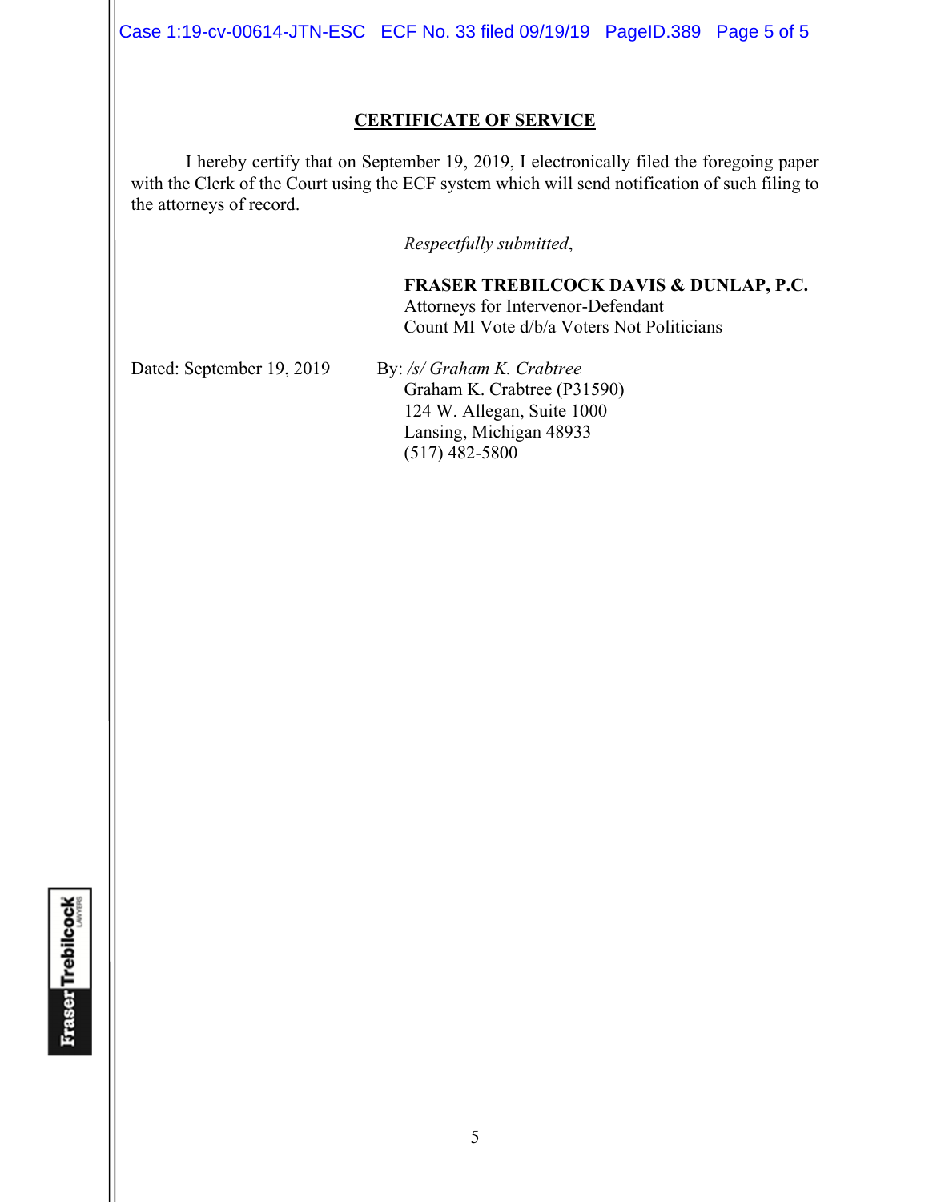## CERTIFICATE OF SERVICE

I hereby certify that on September 19, 2019, I electronically filed the foregoing paper with the Clerk of the Court using the ECF system which will send notification of such filing to the attorneys of record.

*Respectfully submitted*,

**FRASER TREBILCOCK DAVIS & DUNLAP, P.C.**
Attorneys for Intervenor-Defendant
Count MI Vote d/b/a Voters Not Politicians

Dated: September 19, 2019

By: */s/ Graham K. Crabtree*
Graham K. Crabtree (P31590)
124 W. Allegan, Suite 1000
Lansing, Michigan 48933
(517) 482-5800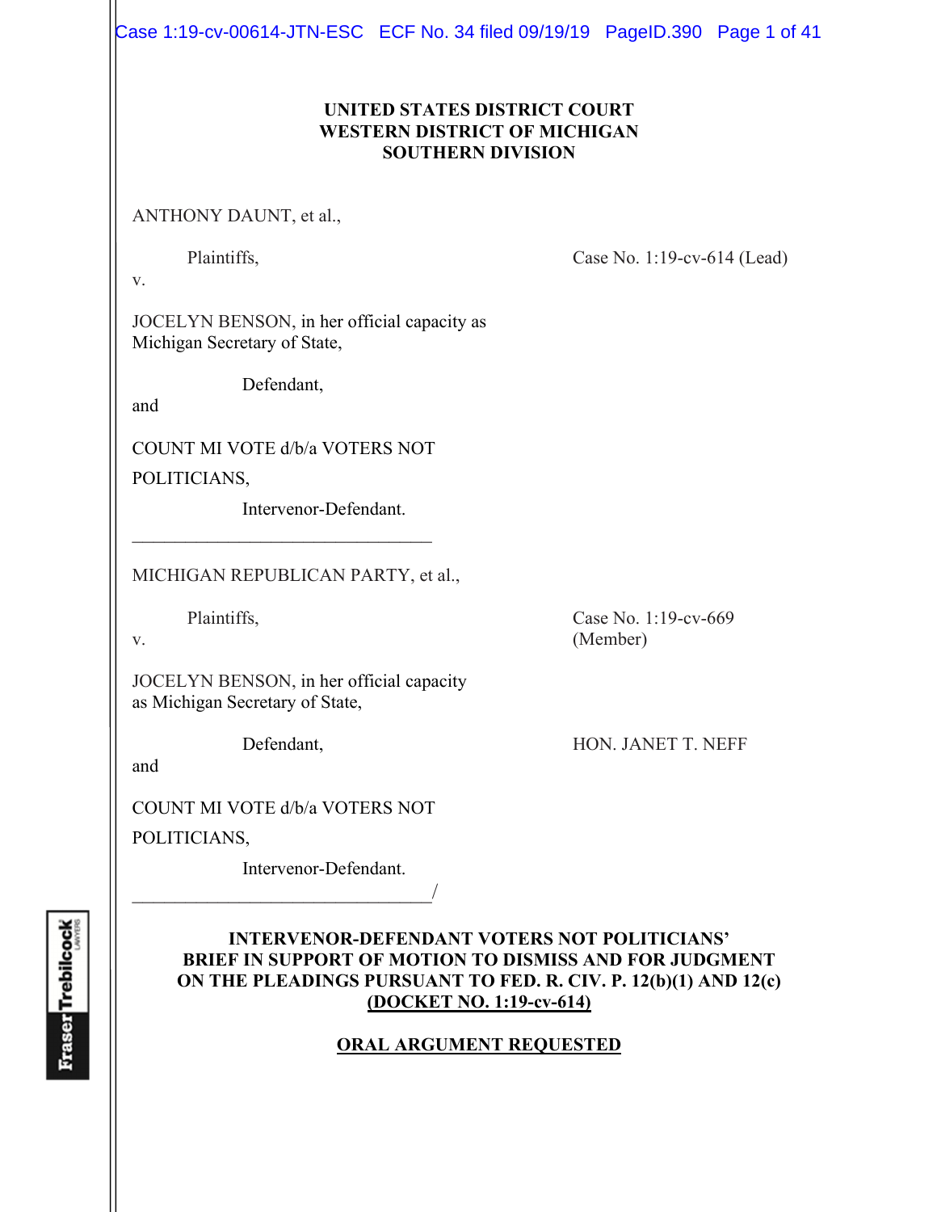**UNITED STATES DISTRICT COURT**
**WESTERN DISTRICT OF MICHIGAN**
**SOUTHERN DIVISION**

ANTHONY DAUNT, et al.,

Plaintiffs,

v.

JOCELYN BENSON, in her official capacity as Michigan Secretary of State,

Defendant,

and

COUNT MI VOTE d/b/a VOTERS NOT POLITICIANS,

Intervenor-Defendant.

Case No. 1:19-cv-614 (Lead)

---

MICHIGAN REPUBLICAN PARTY, et al.,

Plaintiffs,

v.

JOCELYN BENSON, in her official capacity as Michigan Secretary of State,

Defendant,

and

COUNT MI VOTE d/b/a VOTERS NOT POLITICIANS,

Intervenor-Defendant.

Case No. 1:19-cv-669 (Member)

HON. JANET T. NEFF

---

**INTERVENOR-DEFENDANT VOTERS NOT POLITICIANS' BRIEF IN SUPPORT OF MOTION TO DISMISS AND FOR JUDGMENT ON THE PLEADINGS PURSUANT TO FED. R. CIV. P. 12(b)(1) AND 12(c)**
**(DOCKET NO. 1:19-cv-614)**

**ORAL ARGUMENT REQUESTED**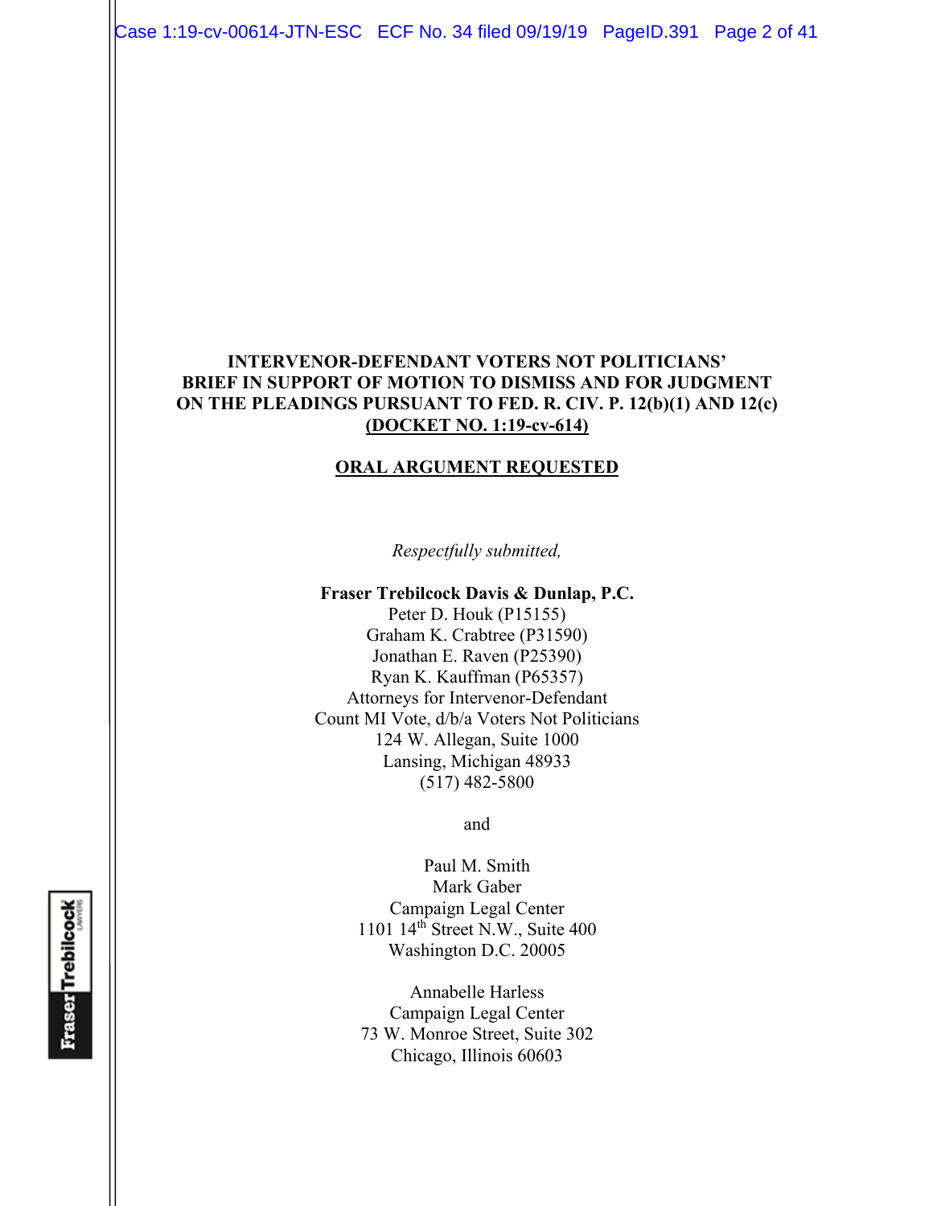**INTERVENOR-DEFENDANT VOTERS NOT POLITICIANS' BRIEF IN SUPPORT OF MOTION TO DISMISS AND FOR JUDGMENT ON THE PLEADINGS PURSUANT TO FED. R. CIV. P. 12(b)(1) AND 12(c)**
**(DOCKET NO. 1:19-cv-614)**

**ORAL ARGUMENT REQUESTED**

*Respectfully submitted,*

**Fraser Trebilcock Davis & Dunlap, P.C.**
Peter D. Houk (P15155)
Graham K. Crabtree (P31590)
Jonathan E. Raven (P25390)
Ryan K. Kauffman (P65357)
Attorneys for Intervenor-Defendant
Count MI Vote, d/b/a Voters Not Politicians
124 W. Allegan, Suite 1000
Lansing, Michigan 48933
(517) 482-5800

and

Paul M. Smith
Mark Gaber
Campaign Legal Center
1101 14th Street N.W., Suite 400
Washington D.C. 20005

Annabelle Harless
Campaign Legal Center
73 W. Monroe Street, Suite 302
Chicago, Illinois 60603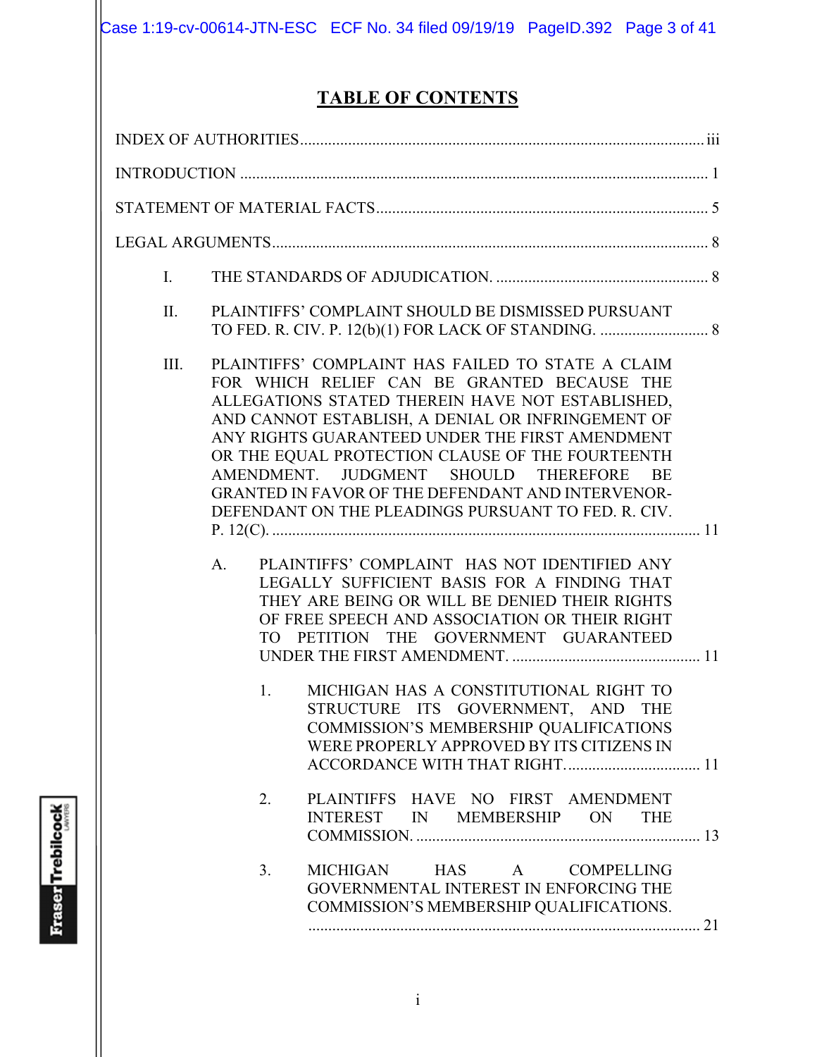# TABLE OF CONTENTS

INDEX OF AUTHORITIES .......... iii

INTRODUCTION .......... 1

STATEMENT OF MATERIAL FACTS .......... 5

LEGAL ARGUMENTS .......... 8

I. THE STANDARDS OF ADJUDICATION. .......... 8

II. PLAINTIFFS' COMPLAINT SHOULD BE DISMISSED PURSUANT TO FED. R. CIV. P. 12(b)(1) FOR LACK OF STANDING. .......... 8

III. PLAINTIFFS' COMPLAINT HAS FAILED TO STATE A CLAIM FOR WHICH RELIEF CAN BE GRANTED BECAUSE THE ALLEGATIONS STATED THEREIN HAVE NOT ESTABLISHED, AND CANNOT ESTABLISH, A DENIAL OR INFRINGEMENT OF ANY RIGHTS GUARANTEED UNDER THE FIRST AMENDMENT OR THE EQUAL PROTECTION CLAUSE OF THE FOURTEENTH AMENDMENT. JUDGMENT SHOULD THEREFORE BE GRANTED IN FAVOR OF THE DEFENDANT AND INTERVENOR-DEFENDANT ON THE PLEADINGS PURSUANT TO FED. R. CIV. P. 12(C). .......... 11

A. PLAINTIFFS' COMPLAINT HAS NOT IDENTIFIED ANY LEGALLY SUFFICIENT BASIS FOR A FINDING THAT THEY ARE BEING OR WILL BE DENIED THEIR RIGHTS OF FREE SPEECH AND ASSOCIATION OR THEIR RIGHT TO PETITION THE GOVERNMENT GUARANTEED UNDER THE FIRST AMENDMENT. .......... 11

1. MICHIGAN HAS A CONSTITUTIONAL RIGHT TO STRUCTURE ITS GOVERNMENT, AND THE COMMISSION'S MEMBERSHIP QUALIFICATIONS WERE PROPERLY APPROVED BY ITS CITIZENS IN ACCORDANCE WITH THAT RIGHT. .......... 11

2. PLAINTIFFS HAVE NO FIRST AMENDMENT INTEREST IN MEMBERSHIP ON THE COMMISSION. .......... 13

3. MICHIGAN HAS A COMPELLING GOVERNMENTAL INTEREST IN ENFORCING THE COMMISSION'S MEMBERSHIP QUALIFICATIONS. .......... 21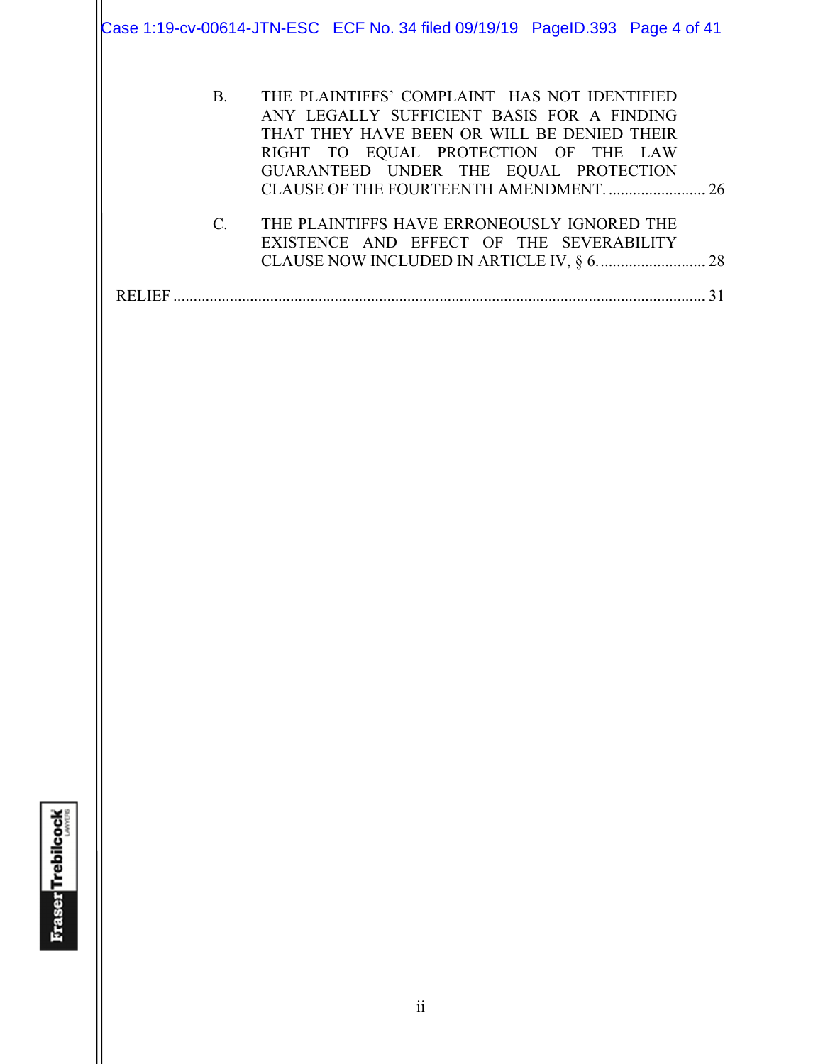B. THE PLAINTIFFS' COMPLAINT HAS NOT IDENTIFIED ANY LEGALLY SUFFICIENT BASIS FOR A FINDING THAT THEY HAVE BEEN OR WILL BE DENIED THEIR RIGHT TO EQUAL PROTECTION OF THE LAW GUARANTEED UNDER THE EQUAL PROTECTION CLAUSE OF THE FOURTEENTH AMENDMENT. ........................ 26

C. THE PLAINTIFFS HAVE ERRONEOUSLY IGNORED THE EXISTENCE AND EFFECT OF THE SEVERABILITY CLAUSE NOW INCLUDED IN ARTICLE IV, § 6. .......................... 28

RELIEF .................................................................................................................................. 31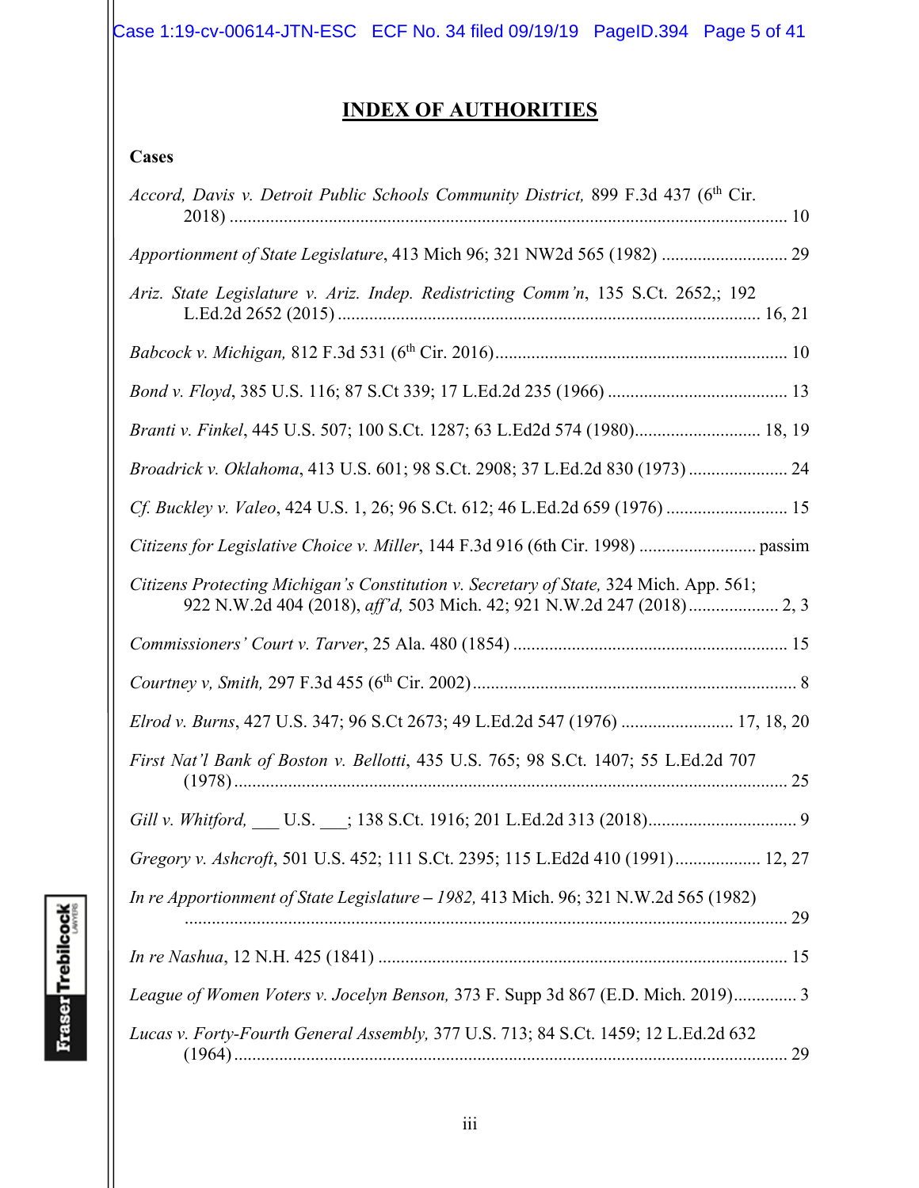## INDEX OF AUTHORITIES

### Cases

*Accord, Davis v. Detroit Public Schools Community District,* 899 F.3d 437 (6th Cir. 2018) ........................................................................................................................ 10

*Apportionment of State Legislature*, 413 Mich 96; 321 NW2d 565 (1982) ............................ 29

*Ariz. State Legislature v. Ariz. Indep. Redistricting Comm'n*, 135 S.Ct. 2652,; 192 L.Ed.2d 2652 (2015) ............................................................................................. 16, 21

*Babcock v. Michigan,* 812 F.3d 531 (6th Cir. 2016) ................................................................. 10

*Bond v. Floyd*, 385 U.S. 116; 87 S.Ct 339; 17 L.Ed.2d 235 (1966) ........................................ 13

*Branti v. Finkel*, 445 U.S. 507; 100 S.Ct. 1287; 63 L.Ed2d 574 (1980)............................ 18, 19

*Broadrick v. Oklahoma*, 413 U.S. 601; 98 S.Ct. 2908; 37 L.Ed.2d 830 (1973) ...................... 24

*Cf. Buckley v. Valeo*, 424 U.S. 1, 26; 96 S.Ct. 612; 46 L.Ed.2d 659 (1976) ........................... 15

*Citizens for Legislative Choice v. Miller*, 144 F.3d 916 (6th Cir. 1998) .......................... passim

*Citizens Protecting Michigan's Constitution v. Secretary of State,* 324 Mich. App. 561; 922 N.W.2d 404 (2018), *aff'd,* 503 Mich. 42; 921 N.W.2d 247 (2018).................... 2, 3

*Commissioners' Court v. Tarver*, 25 Ala. 480 (1854) ............................................................. 15

*Courtney v, Smith,* 297 F.3d 455 (6th Cir. 2002)........................................................................ 8

*Elrod v. Burns*, 427 U.S. 347; 96 S.Ct 2673; 49 L.Ed.2d 547 (1976) ......................... 17, 18, 20

*First Nat'l Bank of Boston v. Bellotti*, 435 U.S. 765; 98 S.Ct. 1407; 55 L.Ed.2d 707 (1978) .......................................................................................................................... 25

*Gill v. Whitford,* ___ U.S. ___; 138 S.Ct. 1916; 201 L.Ed.2d 313 (2018)................................. 9

*Gregory v. Ashcroft*, 501 U.S. 452; 111 S.Ct. 2395; 115 L.Ed2d 410 (1991)................... 12, 27

*In re Apportionment of State Legislature – 1982,* 413 Mich. 96; 321 N.W.2d 565 (1982) ..................................................................................................................................... 29

*In re Nashua*, 12 N.H. 425 (1841) ........................................................................................... 15

*League of Women Voters v. Jocelyn Benson,* 373 F. Supp 3d 867 (E.D. Mich. 2019).............. 3

*Lucas v. Forty-Fourth General Assembly,* 377 U.S. 713; 84 S.Ct. 1459; 12 L.Ed.2d 632 (1964) .......................................................................................................................... 29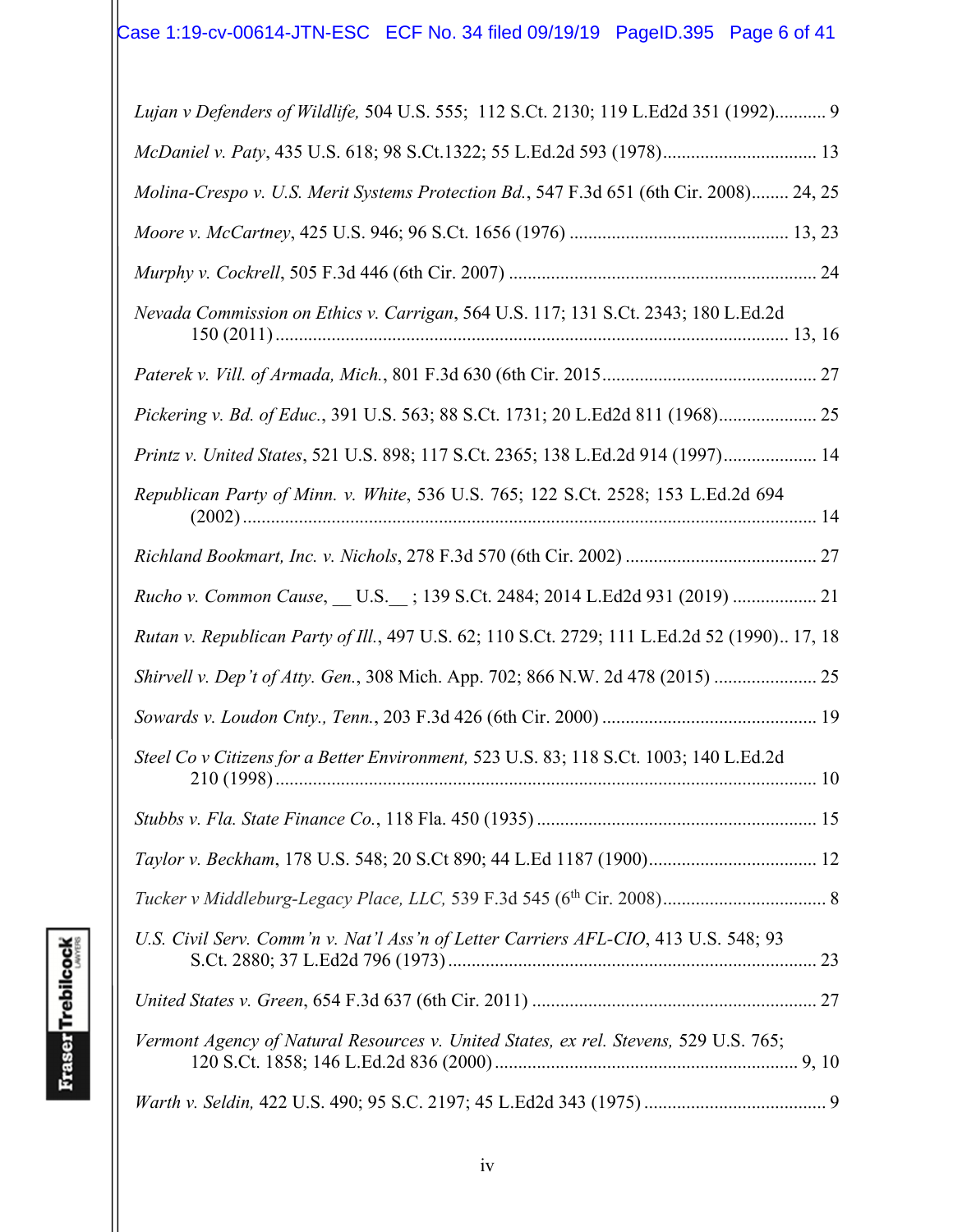*Lujan v Defenders of Wildlife,* 504 U.S. 555; 112 S.Ct. 2130; 119 L.Ed2d 351 (1992)........... 9

*McDaniel v. Paty*, 435 U.S. 618; 98 S.Ct.1322; 55 L.Ed.2d 593 (1978)................................. 13

*Molina-Crespo v. U.S. Merit Systems Protection Bd.*, 547 F.3d 651 (6th Cir. 2008)........ 24, 25

*Moore v. McCartney*, 425 U.S. 946; 96 S.Ct. 1656 (1976) ............................................... 13, 23

*Murphy v. Cockrell*, 505 F.3d 446 (6th Cir. 2007) .................................................................. 24

*Nevada Commission on Ethics v. Carrigan*, 564 U.S. 117; 131 S.Ct. 2343; 180 L.Ed.2d 150 (2011) .............................................................................................................. 13, 16

*Paterek v. Vill. of Armada, Mich.*, 801 F.3d 630 (6th Cir. 2015.............................................. 27

*Pickering v. Bd. of Educ.*, 391 U.S. 563; 88 S.Ct. 1731; 20 L.Ed2d 811 (1968)..................... 25

*Printz v. United States*, 521 U.S. 898; 117 S.Ct. 2365; 138 L.Ed.2d 914 (1997).................... 14

*Republican Party of Minn. v. White*, 536 U.S. 765; 122 S.Ct. 2528; 153 L.Ed.2d 694 (2002).......................................................................................................................... 14

*Richland Bookmart, Inc. v. Nichols*, 278 F.3d 570 (6th Cir. 2002) ......................................... 27

*Rucho v. Common Cause*, __ U.S.__ ; 139 S.Ct. 2484; 2014 L.Ed2d 931 (2019) .................. 21

*Rutan v. Republican Party of Ill.*, 497 U.S. 62; 110 S.Ct. 2729; 111 L.Ed.2d 52 (1990).. 17, 18

*Shirvell v. Dep't of Atty. Gen.*, 308 Mich. App. 702; 866 N.W. 2d 478 (2015) ...................... 25

*Sowards v. Loudon Cnty., Tenn.*, 203 F.3d 426 (6th Cir. 2000) .............................................. 19

*Steel Co v Citizens for a Better Environment,* 523 U.S. 83; 118 S.Ct. 1003; 140 L.Ed.2d 210 (1998)................................................................................................................... 10

*Stubbs v. Fla. State Finance Co.*, 118 Fla. 450 (1935) ............................................................ 15

*Taylor v. Beckham*, 178 U.S. 548; 20 S.Ct 890; 44 L.Ed 1187 (1900).................................... 12

*Tucker v Middleburg-Legacy Place, LLC,* 539 F.3d 545 (6th Cir. 2008)................................... 8

*U.S. Civil Serv. Comm'n v. Nat'l Ass'n of Letter Carriers AFL-CIO*, 413 U.S. 548; 93 S.Ct. 2880; 37 L.Ed2d 796 (1973).............................................................................. 23

*United States v. Green*, 654 F.3d 637 (6th Cir. 2011) ............................................................. 27

*Vermont Agency of Natural Resources v. United States, ex rel. Stevens,* 529 U.S. 765; 120 S.Ct. 1858; 146 L.Ed.2d 836 (2000)................................................................ 9, 10

*Warth v. Seldin,* 422 U.S. 490; 95 S.C. 2197; 45 L.Ed2d 343 (1975)....................................... 9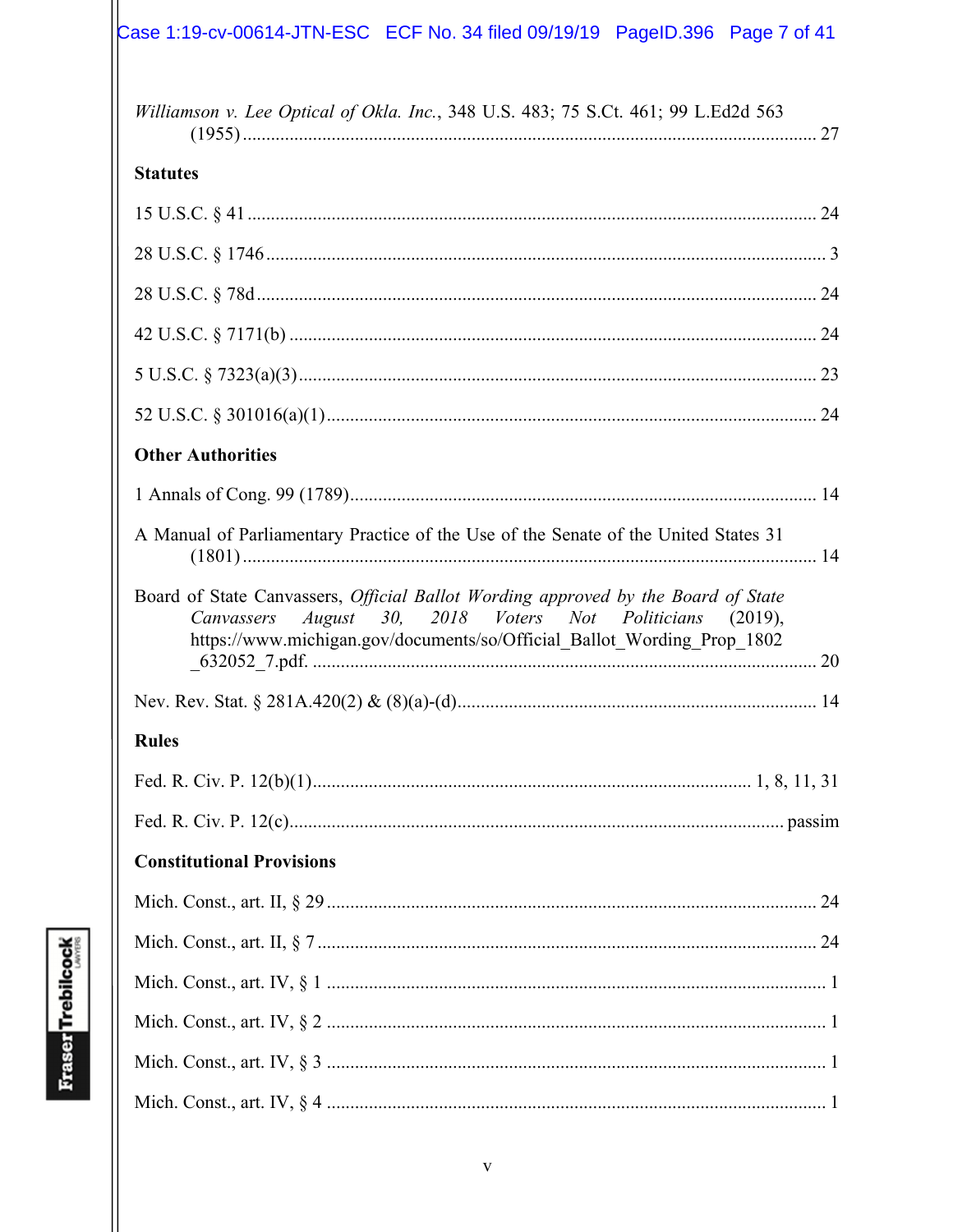*Williamson v. Lee Optical of Okla. Inc.*, 348 U.S. 483; 75 S.Ct. 461; 99 L.Ed2d 563 (1955) ........................................................................................................................ 27

**Statutes**

15 U.S.C. § 41 ........................................................................................................................ 24

28 U.S.C. § 1746 ........................................................................................................................ 3

28 U.S.C. § 78d ........................................................................................................................ 24

42 U.S.C. § 7171(b) ................................................................................................................ 24

5 U.S.C. § 7323(a)(3) .............................................................................................................. 23

52 U.S.C. § 301016(a)(1) ........................................................................................................ 24

**Other Authorities**

1 Annals of Cong. 99 (1789) .................................................................................................... 14

A Manual of Parliamentary Practice of the Use of the Senate of the United States 31 (1801) ........................................................................................................................ 14

Board of State Canvassers, *Official Ballot Wording approved by the Board of State Canvassers August 30, 2018 Voters Not Politicians* (2019), https://www.michigan.gov/documents/so/Official_Ballot_Wording_Prop_1802_632052_7.pdf. ........................................................................................................ 20

Nev. Rev. Stat. § 281A.420(2) & (8)(a)-(d) ............................................................................ 14

**Rules**

Fed. R. Civ. P. 12(b)(1) ............................................................................................ 1, 8, 11, 31

Fed. R. Civ. P. 12(c) ......................................................................................................... passim

**Constitutional Provisions**

Mich. Const., art. II, § 29 ......................................................................................................... 24

Mich. Const., art. II, § 7 ........................................................................................................... 24

Mich. Const., art. IV, § 1 ............................................................................................................ 1

Mich. Const., art. IV, § 2 ............................................................................................................ 1

Mich. Const., art. IV, § 3 ............................................................................................................ 1

Mich. Const., art. IV, § 4 ............................................................................................................ 1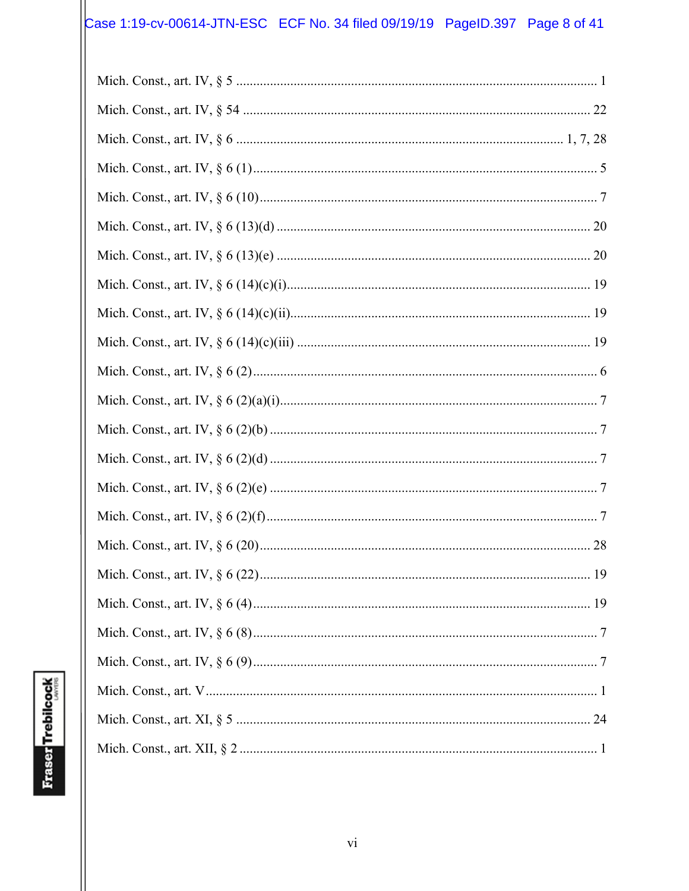Mich. Const., art. IV, § 5 .......................................................................................................... 1

Mich. Const., art. IV, § 54 ....................................................................................................... 22

Mich. Const., art. IV, § 6 ................................................................................................ 1, 7, 28

Mich. Const., art. IV, § 6 (1)...................................................................................................... 5

Mich. Const., art. IV, § 6 (10).................................................................................................... 7

Mich. Const., art. IV, § 6 (13)(d) ............................................................................................. 20

Mich. Const., art. IV, § 6 (13)(e) ............................................................................................. 20

Mich. Const., art. IV, § 6 (14)(c)(i).......................................................................................... 19

Mich. Const., art. IV, § 6 (14)(c)(ii)......................................................................................... 19

Mich. Const., art. IV, § 6 (14)(c)(iii) ....................................................................................... 19

Mich. Const., art. IV, § 6 (2)...................................................................................................... 6

Mich. Const., art. IV, § 6 (2)(a)(i).............................................................................................. 7

Mich. Const., art. IV, § 6 (2)(b) ................................................................................................. 7

Mich. Const., art. IV, § 6 (2)(d) ................................................................................................. 7

Mich. Const., art. IV, § 6 (2)(e) ................................................................................................. 7

Mich. Const., art. IV, § 6 (2)(f).................................................................................................. 7

Mich. Const., art. IV, § 6 (20).................................................................................................. 28

Mich. Const., art. IV, § 6 (22).................................................................................................. 19

Mich. Const., art. IV, § 6 (4).................................................................................................... 19

Mich. Const., art. IV, § 6 (8)...................................................................................................... 7

Mich. Const., art. IV, § 6 (9)...................................................................................................... 7

Mich. Const., art. V.................................................................................................................... 1

Mich. Const., art. XI, § 5 ......................................................................................................... 24

Mich. Const., art. XII, § 2 .......................................................................................................... 1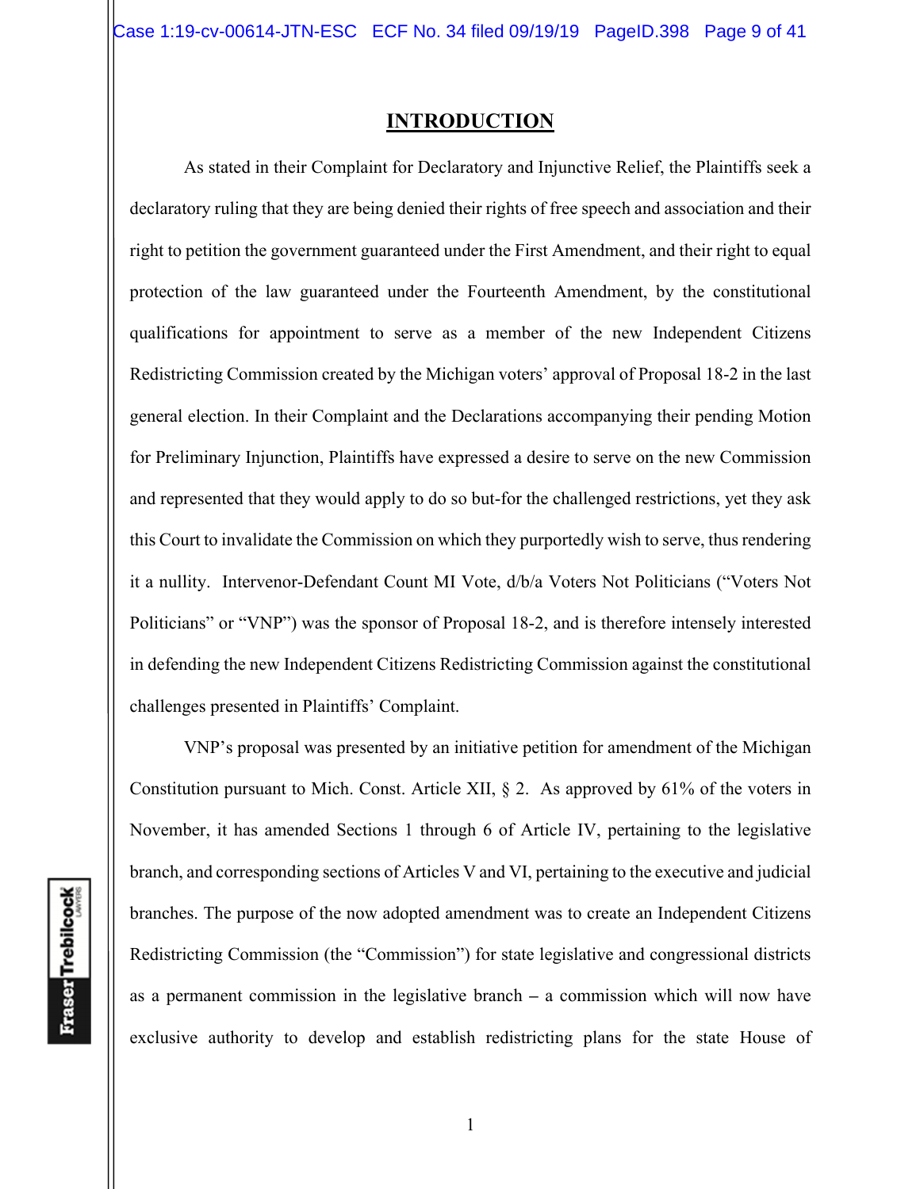## INTRODUCTION

As stated in their Complaint for Declaratory and Injunctive Relief, the Plaintiffs seek a declaratory ruling that they are being denied their rights of free speech and association and their right to petition the government guaranteed under the First Amendment, and their right to equal protection of the law guaranteed under the Fourteenth Amendment, by the constitutional qualifications for appointment to serve as a member of the new Independent Citizens Redistricting Commission created by the Michigan voters' approval of Proposal 18-2 in the last general election. In their Complaint and the Declarations accompanying their pending Motion for Preliminary Injunction, Plaintiffs have expressed a desire to serve on the new Commission and represented that they would apply to do so but-for the challenged restrictions, yet they ask this Court to invalidate the Commission on which they purportedly wish to serve, thus rendering it a nullity. Intervenor-Defendant Count MI Vote, d/b/a Voters Not Politicians ("Voters Not Politicians" or "VNP") was the sponsor of Proposal 18-2, and is therefore intensely interested in defending the new Independent Citizens Redistricting Commission against the constitutional challenges presented in Plaintiffs' Complaint.

VNP's proposal was presented by an initiative petition for amendment of the Michigan Constitution pursuant to Mich. Const. Article XII, § 2. As approved by 61% of the voters in November, it has amended Sections 1 through 6 of Article IV, pertaining to the legislative branch, and corresponding sections of Articles V and VI, pertaining to the executive and judicial branches. The purpose of the now adopted amendment was to create an Independent Citizens Redistricting Commission (the "Commission") for state legislative and congressional districts as a permanent commission in the legislative branch – a commission which will now have exclusive authority to develop and establish redistricting plans for the state House of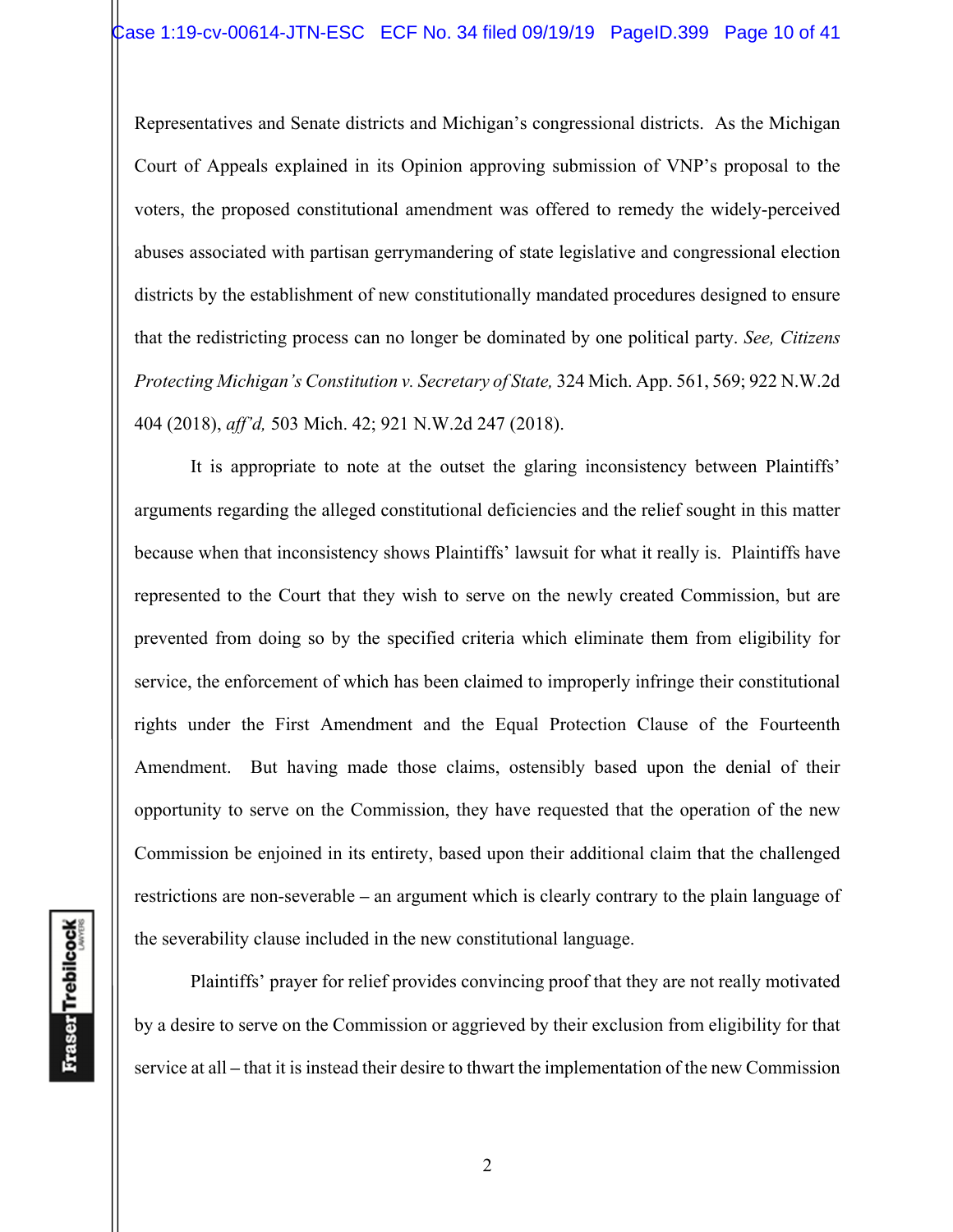Representatives and Senate districts and Michigan's congressional districts. As the Michigan Court of Appeals explained in its Opinion approving submission of VNP's proposal to the voters, the proposed constitutional amendment was offered to remedy the widely-perceived abuses associated with partisan gerrymandering of state legislative and congressional election districts by the establishment of new constitutionally mandated procedures designed to ensure that the redistricting process can no longer be dominated by one political party. *See, Citizens Protecting Michigan's Constitution v. Secretary of State,* 324 Mich. App. 561, 569; 922 N.W.2d 404 (2018), *aff'd,* 503 Mich. 42; 921 N.W.2d 247 (2018).

It is appropriate to note at the outset the glaring inconsistency between Plaintiffs' arguments regarding the alleged constitutional deficiencies and the relief sought in this matter because when that inconsistency shows Plaintiffs' lawsuit for what it really is. Plaintiffs have represented to the Court that they wish to serve on the newly created Commission, but are prevented from doing so by the specified criteria which eliminate them from eligibility for service, the enforcement of which has been claimed to improperly infringe their constitutional rights under the First Amendment and the Equal Protection Clause of the Fourteenth Amendment. But having made those claims, ostensibly based upon the denial of their opportunity to serve on the Commission, they have requested that the operation of the new Commission be enjoined in its entirety, based upon their additional claim that the challenged restrictions are non-severable – an argument which is clearly contrary to the plain language of the severability clause included in the new constitutional language.

Plaintiffs' prayer for relief provides convincing proof that they are not really motivated by a desire to serve on the Commission or aggrieved by their exclusion from eligibility for that service at all – that it is instead their desire to thwart the implementation of the new Commission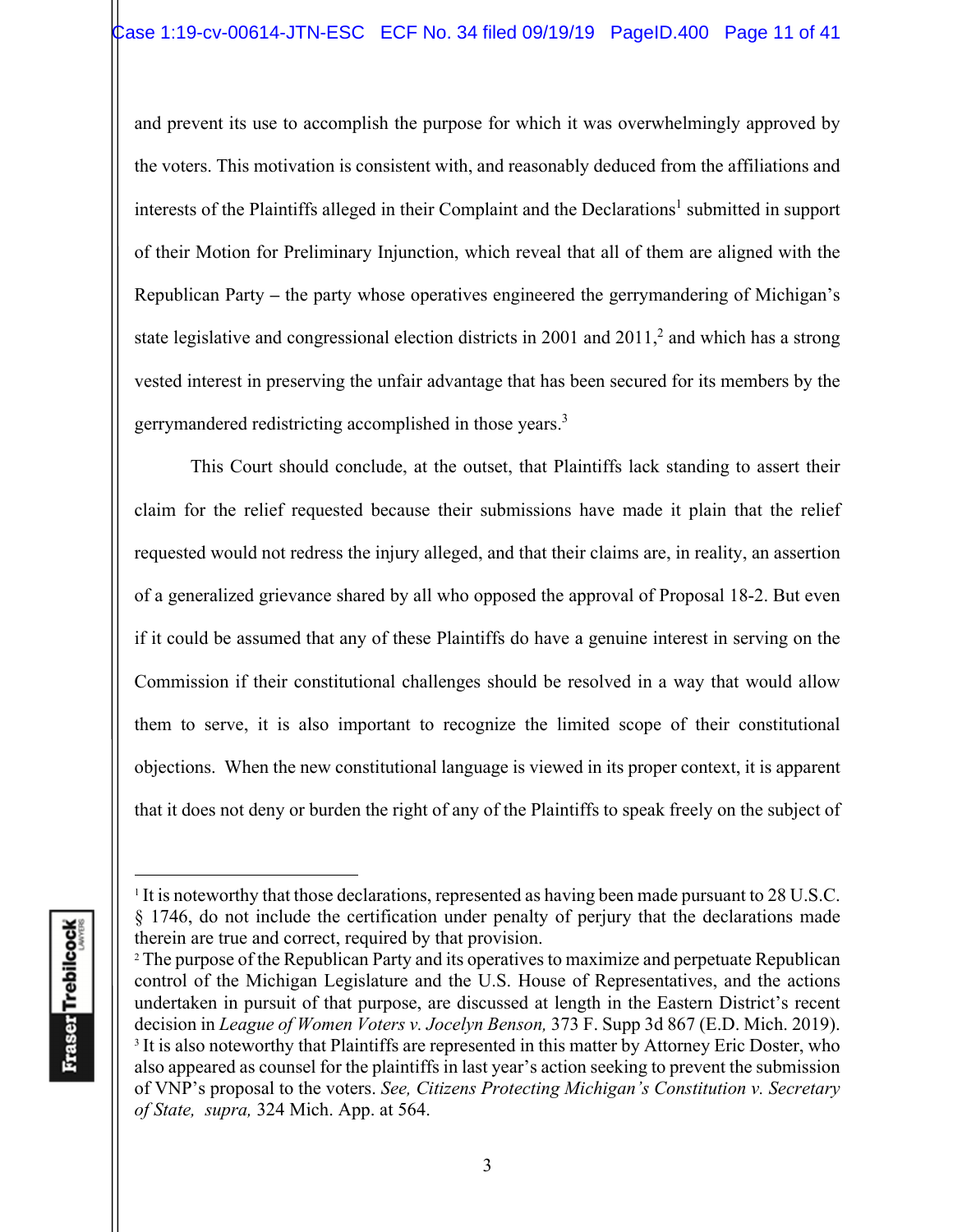and prevent its use to accomplish the purpose for which it was overwhelmingly approved by the voters. This motivation is consistent with, and reasonably deduced from the affiliations and interests of the Plaintiffs alleged in their Complaint and the Declarations[1] submitted in support of their Motion for Preliminary Injunction, which reveal that all of them are aligned with the Republican Party – the party whose operatives engineered the gerrymandering of Michigan's state legislative and congressional election districts in 2001 and 2011,[2] and which has a strong vested interest in preserving the unfair advantage that has been secured for its members by the gerrymandered redistricting accomplished in those years.[3]

This Court should conclude, at the outset, that Plaintiffs lack standing to assert their claim for the relief requested because their submissions have made it plain that the relief requested would not redress the injury alleged, and that their claims are, in reality, an assertion of a generalized grievance shared by all who opposed the approval of Proposal 18-2. But even if it could be assumed that any of these Plaintiffs do have a genuine interest in serving on the Commission if their constitutional challenges should be resolved in a way that would allow them to serve, it is also important to recognize the limited scope of their constitutional objections. When the new constitutional language is viewed in its proper context, it is apparent that it does not deny or burden the right of any of the Plaintiffs to speak freely on the subject of

---

[1] It is noteworthy that those declarations, represented as having been made pursuant to 28 U.S.C. § 1746, do not include the certification under penalty of perjury that the declarations made therein are true and correct, required by that provision.

[2] The purpose of the Republican Party and its operatives to maximize and perpetuate Republican control of the Michigan Legislature and the U.S. House of Representatives, and the actions undertaken in pursuit of that purpose, are discussed at length in the Eastern District's recent decision in *League of Women Voters v. Jocelyn Benson,* 373 F. Supp 3d 867 (E.D. Mich. 2019).

[3] It is also noteworthy that Plaintiffs are represented in this matter by Attorney Eric Doster, who also appeared as counsel for the plaintiffs in last year's action seeking to prevent the submission of VNP's proposal to the voters. *See, Citizens Protecting Michigan's Constitution v. Secretary of State, supra,* 324 Mich. App. at 564.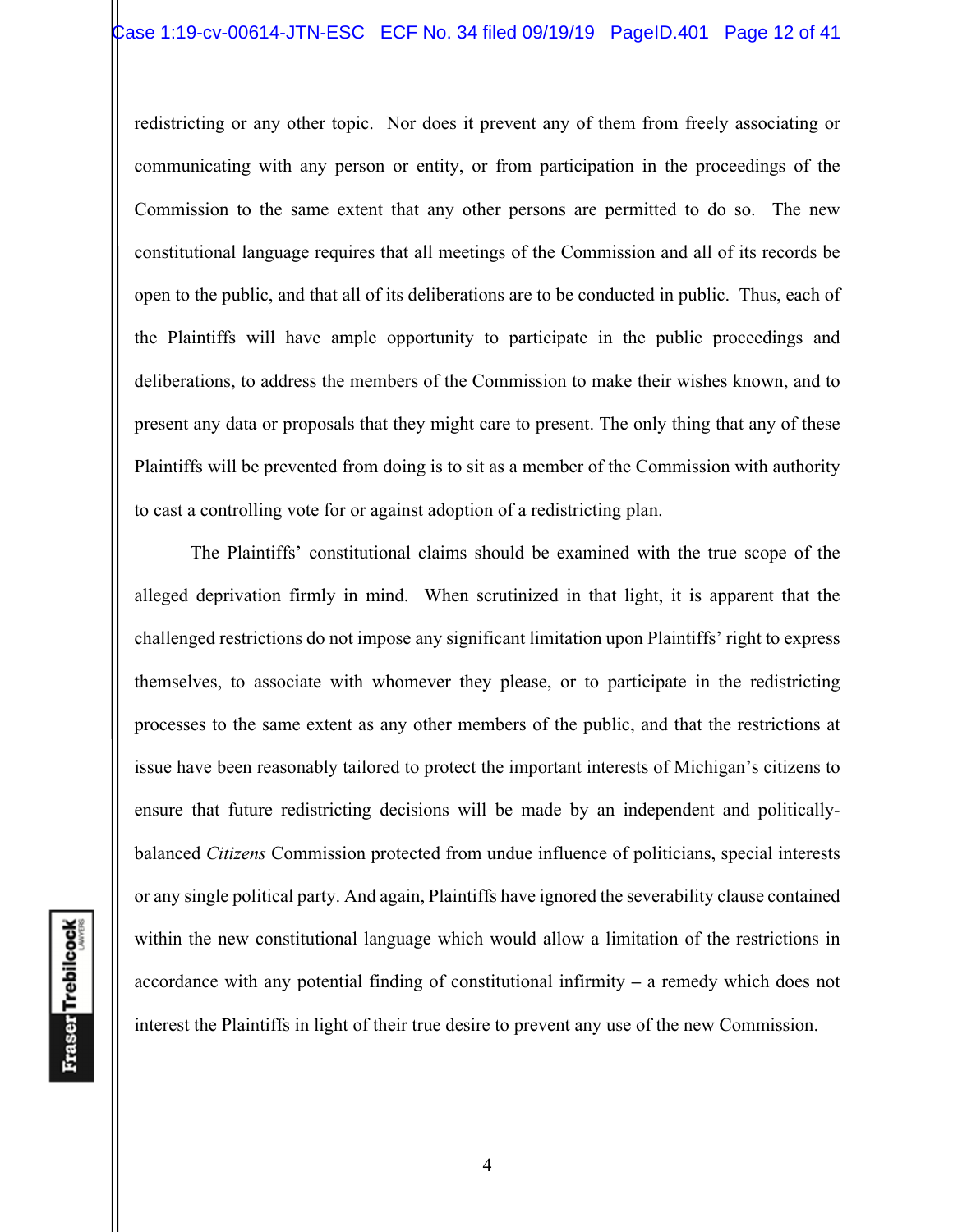redistricting or any other topic. Nor does it prevent any of them from freely associating or communicating with any person or entity, or from participation in the proceedings of the Commission to the same extent that any other persons are permitted to do so. The new constitutional language requires that all meetings of the Commission and all of its records be open to the public, and that all of its deliberations are to be conducted in public. Thus, each of the Plaintiffs will have ample opportunity to participate in the public proceedings and deliberations, to address the members of the Commission to make their wishes known, and to present any data or proposals that they might care to present. The only thing that any of these Plaintiffs will be prevented from doing is to sit as a member of the Commission with authority to cast a controlling vote for or against adoption of a redistricting plan.

The Plaintiffs' constitutional claims should be examined with the true scope of the alleged deprivation firmly in mind. When scrutinized in that light, it is apparent that the challenged restrictions do not impose any significant limitation upon Plaintiffs' right to express themselves, to associate with whomever they please, or to participate in the redistricting processes to the same extent as any other members of the public, and that the restrictions at issue have been reasonably tailored to protect the important interests of Michigan's citizens to ensure that future redistricting decisions will be made by an independent and politically-balanced *Citizens* Commission protected from undue influence of politicians, special interests or any single political party. And again, Plaintiffs have ignored the severability clause contained within the new constitutional language which would allow a limitation of the restrictions in accordance with any potential finding of constitutional infirmity – a remedy which does not interest the Plaintiffs in light of their true desire to prevent any use of the new Commission.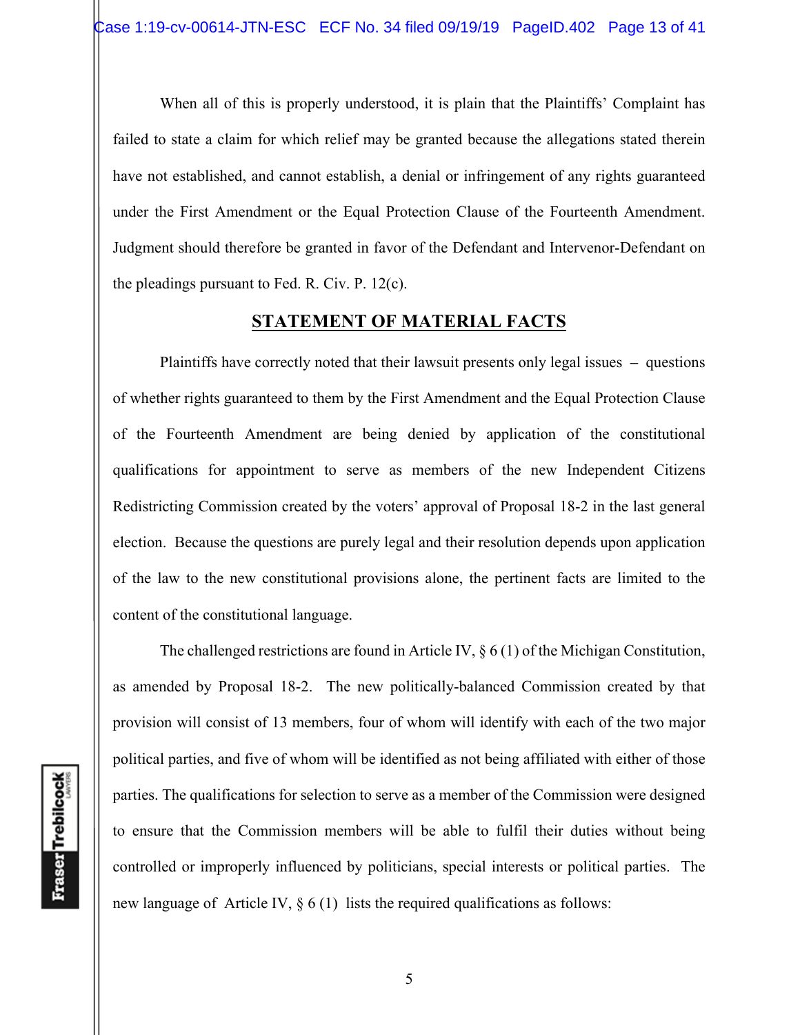When all of this is properly understood, it is plain that the Plaintiffs' Complaint has failed to state a claim for which relief may be granted because the allegations stated therein have not established, and cannot establish, a denial or infringement of any rights guaranteed under the First Amendment or the Equal Protection Clause of the Fourteenth Amendment. Judgment should therefore be granted in favor of the Defendant and Intervenor-Defendant on the pleadings pursuant to Fed. R. Civ. P. 12(c).

## STATEMENT OF MATERIAL FACTS

Plaintiffs have correctly noted that their lawsuit presents only legal issues – questions of whether rights guaranteed to them by the First Amendment and the Equal Protection Clause of the Fourteenth Amendment are being denied by application of the constitutional qualifications for appointment to serve as members of the new Independent Citizens Redistricting Commission created by the voters' approval of Proposal 18-2 in the last general election. Because the questions are purely legal and their resolution depends upon application of the law to the new constitutional provisions alone, the pertinent facts are limited to the content of the constitutional language.

The challenged restrictions are found in Article IV, § 6 (1) of the Michigan Constitution, as amended by Proposal 18-2. The new politically-balanced Commission created by that provision will consist of 13 members, four of whom will identify with each of the two major political parties, and five of whom will be identified as not being affiliated with either of those parties. The qualifications for selection to serve as a member of the Commission were designed to ensure that the Commission members will be able to fulfil their duties without being controlled or improperly influenced by politicians, special interests or political parties. The new language of Article IV, § 6 (1) lists the required qualifications as follows: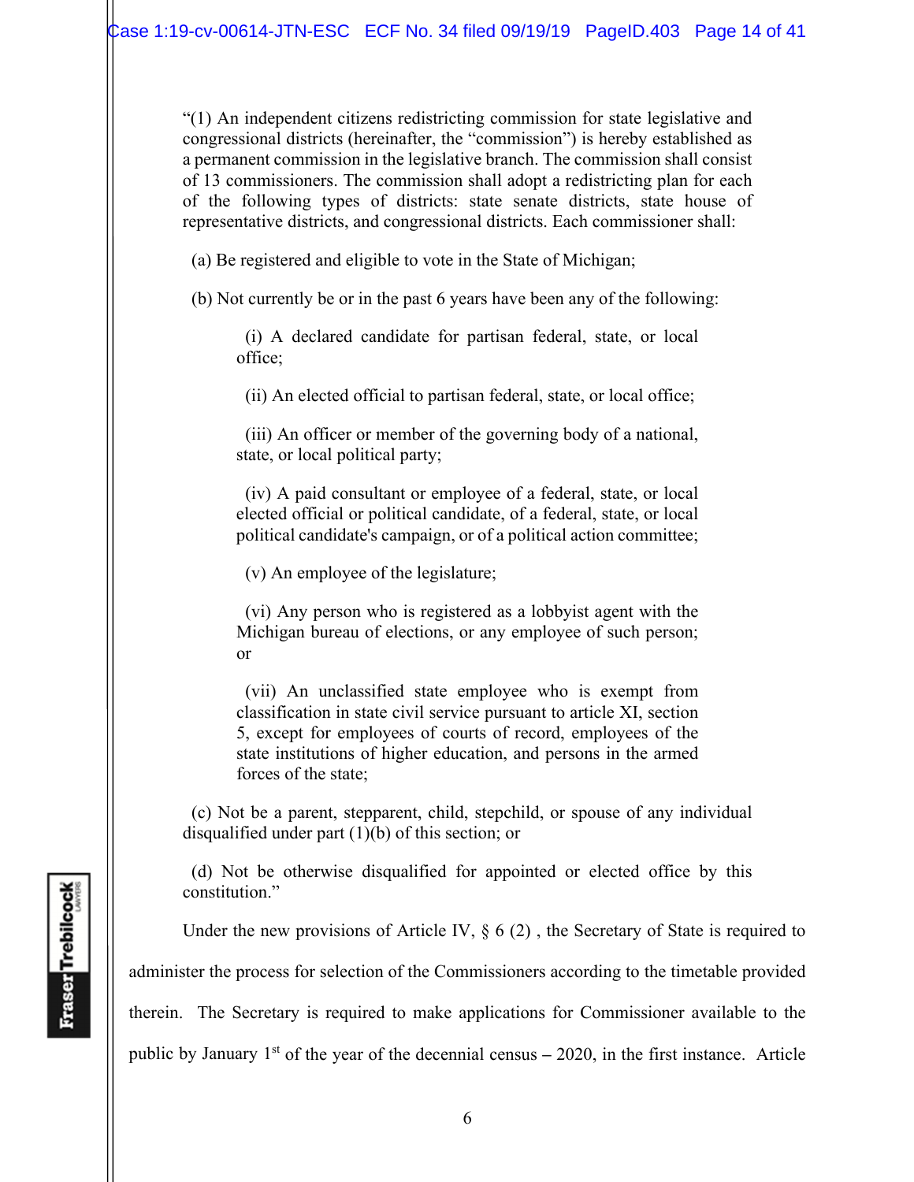"(1) An independent citizens redistricting commission for state legislative and congressional districts (hereinafter, the "commission") is hereby established as a permanent commission in the legislative branch. The commission shall consist of 13 commissioners. The commission shall adopt a redistricting plan for each of the following types of districts: state senate districts, state house of representative districts, and congressional districts. Each commissioner shall:

(a) Be registered and eligible to vote in the State of Michigan;

(b) Not currently be or in the past 6 years have been any of the following:

> (i) A declared candidate for partisan federal, state, or local office;
>
> (ii) An elected official to partisan federal, state, or local office;
>
> (iii) An officer or member of the governing body of a national, state, or local political party;
>
> (iv) A paid consultant or employee of a federal, state, or local elected official or political candidate, of a federal, state, or local political candidate's campaign, or of a political action committee;
>
> (v) An employee of the legislature;
>
> (vi) Any person who is registered as a lobbyist agent with the Michigan bureau of elections, or any employee of such person; or
>
> (vii) An unclassified state employee who is exempt from classification in state civil service pursuant to article XI, section 5, except for employees of courts of record, employees of the state institutions of higher education, and persons in the armed forces of the state;

(c) Not be a parent, stepparent, child, stepchild, or spouse of any individual disqualified under part (1)(b) of this section; or

(d) Not be otherwise disqualified for appointed or elected office by this constitution."

Under the new provisions of Article IV, § 6 (2) , the Secretary of State is required to administer the process for selection of the Commissioners according to the timetable provided therein. The Secretary is required to make applications for Commissioner available to the public by January 1st of the year of the decennial census – 2020, in the first instance. Article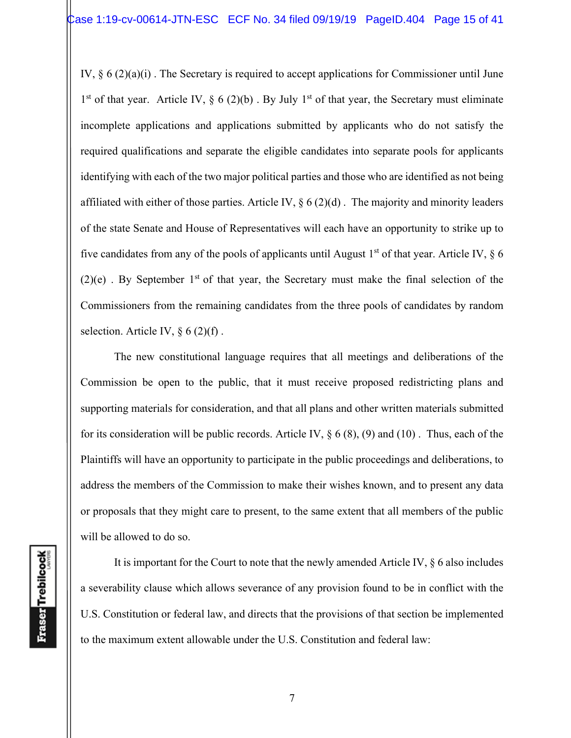IV, § 6 (2)(a)(i) . The Secretary is required to accept applications for Commissioner until June 1st of that year. Article IV, § 6 (2)(b) . By July 1st of that year, the Secretary must eliminate incomplete applications and applications submitted by applicants who do not satisfy the required qualifications and separate the eligible candidates into separate pools for applicants identifying with each of the two major political parties and those who are identified as not being affiliated with either of those parties. Article IV, § 6 (2)(d) . The majority and minority leaders of the state Senate and House of Representatives will each have an opportunity to strike up to five candidates from any of the pools of applicants until August 1st of that year. Article IV, § 6 (2)(e) . By September 1st of that year, the Secretary must make the final selection of the Commissioners from the remaining candidates from the three pools of candidates by random selection. Article IV, § 6 (2)(f) .

The new constitutional language requires that all meetings and deliberations of the Commission be open to the public, that it must receive proposed redistricting plans and supporting materials for consideration, and that all plans and other written materials submitted for its consideration will be public records. Article IV, § 6 (8), (9) and (10) . Thus, each of the Plaintiffs will have an opportunity to participate in the public proceedings and deliberations, to address the members of the Commission to make their wishes known, and to present any data or proposals that they might care to present, to the same extent that all members of the public will be allowed to do so.

It is important for the Court to note that the newly amended Article IV, § 6 also includes a severability clause which allows severance of any provision found to be in conflict with the U.S. Constitution or federal law, and directs that the provisions of that section be implemented to the maximum extent allowable under the U.S. Constitution and federal law: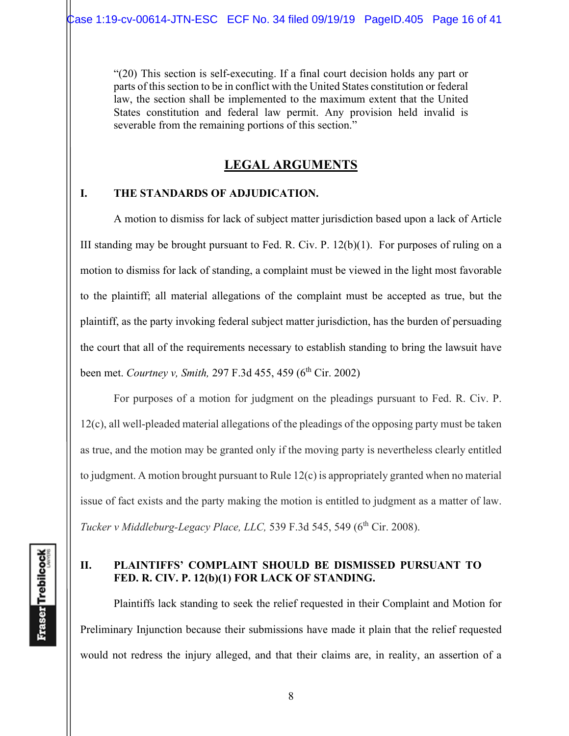"(20) This section is self-executing. If a final court decision holds any part or parts of this section to be in conflict with the United States constitution or federal law, the section shall be implemented to the maximum extent that the United States constitution and federal law permit. Any provision held invalid is severable from the remaining portions of this section."

## LEGAL ARGUMENTS

### I. THE STANDARDS OF ADJUDICATION.

A motion to dismiss for lack of subject matter jurisdiction based upon a lack of Article III standing may be brought pursuant to Fed. R. Civ. P. 12(b)(1). For purposes of ruling on a motion to dismiss for lack of standing, a complaint must be viewed in the light most favorable to the plaintiff; all material allegations of the complaint must be accepted as true, but the plaintiff, as the party invoking federal subject matter jurisdiction, has the burden of persuading the court that all of the requirements necessary to establish standing to bring the lawsuit have been met. *Courtney v, Smith,* 297 F.3d 455, 459 (6th Cir. 2002)

For purposes of a motion for judgment on the pleadings pursuant to Fed. R. Civ. P. 12(c), all well-pleaded material allegations of the pleadings of the opposing party must be taken as true, and the motion may be granted only if the moving party is nevertheless clearly entitled to judgment. A motion brought pursuant to Rule 12(c) is appropriately granted when no material issue of fact exists and the party making the motion is entitled to judgment as a matter of law. *Tucker v Middleburg-Legacy Place, LLC,* 539 F.3d 545, 549 (6th Cir. 2008).

### II. PLAINTIFFS' COMPLAINT SHOULD BE DISMISSED PURSUANT TO FED. R. CIV. P. 12(b)(1) FOR LACK OF STANDING.

Plaintiffs lack standing to seek the relief requested in their Complaint and Motion for Preliminary Injunction because their submissions have made it plain that the relief requested would not redress the injury alleged, and that their claims are, in reality, an assertion of a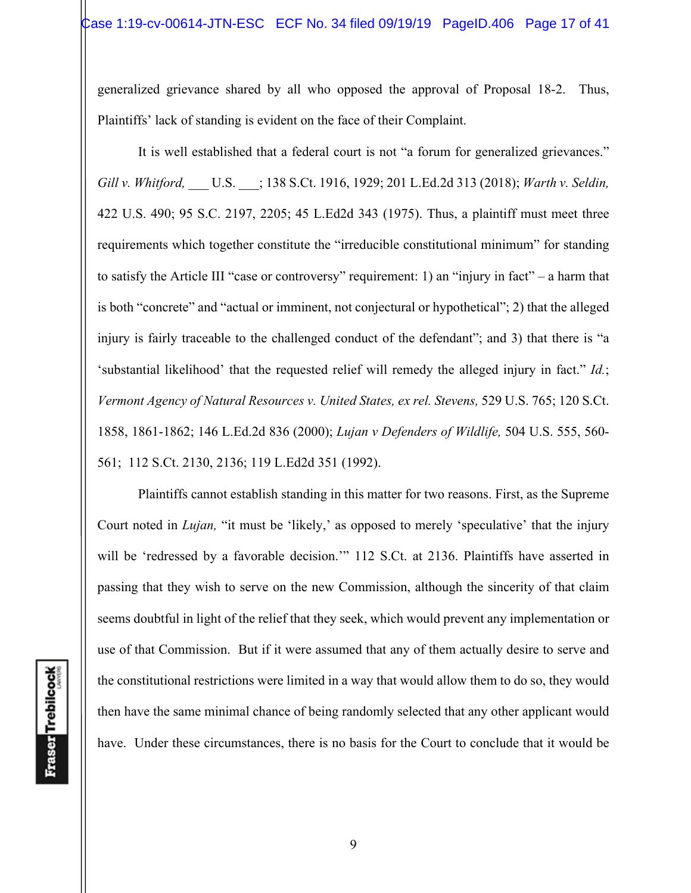generalized grievance shared by all who opposed the approval of Proposal 18-2. Thus, Plaintiffs' lack of standing is evident on the face of their Complaint.

It is well established that a federal court is not "a forum for generalized grievances." *Gill v. Whitford,* ___ U.S. ___; 138 S.Ct. 1916, 1929; 201 L.Ed.2d 313 (2018); *Warth v. Seldin,* 422 U.S. 490; 95 S.C. 2197, 2205; 45 L.Ed2d 343 (1975). Thus, a plaintiff must meet three requirements which together constitute the "irreducible constitutional minimum" for standing to satisfy the Article III "case or controversy" requirement: 1) an "injury in fact" – a harm that is both "concrete" and "actual or imminent, not conjectural or hypothetical"; 2) that the alleged injury is fairly traceable to the challenged conduct of the defendant"; and 3) that there is "a 'substantial likelihood' that the requested relief will remedy the alleged injury in fact." *Id.*; *Vermont Agency of Natural Resources v. United States, ex rel. Stevens,* 529 U.S. 765; 120 S.Ct. 1858, 1861-1862; 146 L.Ed.2d 836 (2000); *Lujan v Defenders of Wildlife,* 504 U.S. 555, 560-561; 112 S.Ct. 2130, 2136; 119 L.Ed2d 351 (1992).

Plaintiffs cannot establish standing in this matter for two reasons. First, as the Supreme Court noted in *Lujan,* "it must be 'likely,' as opposed to merely 'speculative' that the injury will be 'redressed by a favorable decision.'" 112 S.Ct. at 2136. Plaintiffs have asserted in passing that they wish to serve on the new Commission, although the sincerity of that claim seems doubtful in light of the relief that they seek, which would prevent any implementation or use of that Commission. But if it were assumed that any of them actually desire to serve and the constitutional restrictions were limited in a way that would allow them to do so, they would then have the same minimal chance of being randomly selected that any other applicant would have. Under these circumstances, there is no basis for the Court to conclude that it would be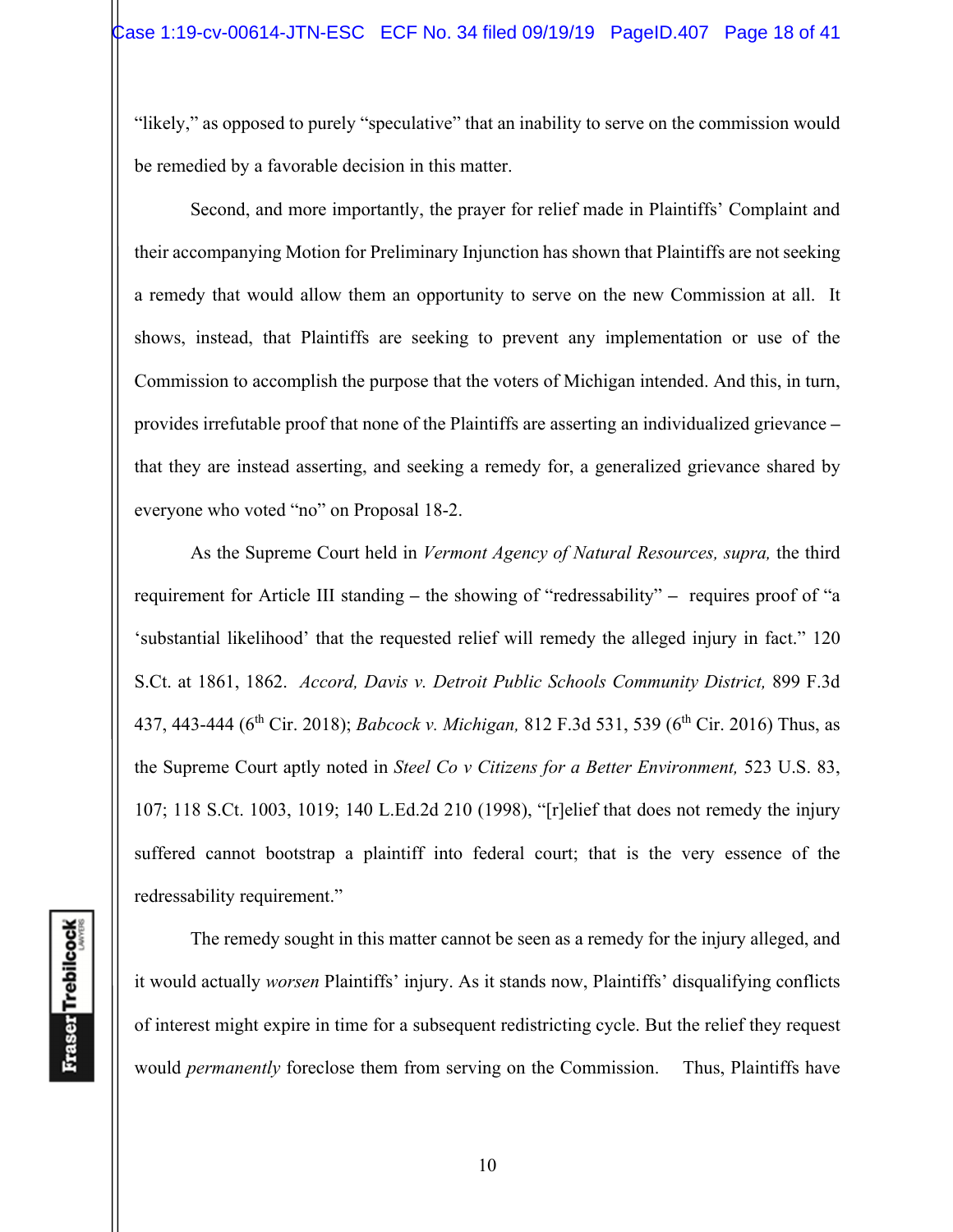"likely," as opposed to purely "speculative" that an inability to serve on the commission would be remedied by a favorable decision in this matter.

Second, and more importantly, the prayer for relief made in Plaintiffs' Complaint and their accompanying Motion for Preliminary Injunction has shown that Plaintiffs are not seeking a remedy that would allow them an opportunity to serve on the new Commission at all. It shows, instead, that Plaintiffs are seeking to prevent any implementation or use of the Commission to accomplish the purpose that the voters of Michigan intended. And this, in turn, provides irrefutable proof that none of the Plaintiffs are asserting an individualized grievance – that they are instead asserting, and seeking a remedy for, a generalized grievance shared by everyone who voted "no" on Proposal 18-2.

As the Supreme Court held in *Vermont Agency of Natural Resources, supra,* the third requirement for Article III standing – the showing of "redressability" – requires proof of "a 'substantial likelihood' that the requested relief will remedy the alleged injury in fact." 120 S.Ct. at 1861, 1862. *Accord, Davis v. Detroit Public Schools Community District,* 899 F.3d 437, 443-444 (6th Cir. 2018); *Babcock v. Michigan,* 812 F.3d 531, 539 (6th Cir. 2016) Thus, as the Supreme Court aptly noted in *Steel Co v Citizens for a Better Environment,* 523 U.S. 83, 107; 118 S.Ct. 1003, 1019; 140 L.Ed.2d 210 (1998), "[r]elief that does not remedy the injury suffered cannot bootstrap a plaintiff into federal court; that is the very essence of the redressability requirement."

The remedy sought in this matter cannot be seen as a remedy for the injury alleged, and it would actually *worsen* Plaintiffs' injury. As it stands now, Plaintiffs' disqualifying conflicts of interest might expire in time for a subsequent redistricting cycle. But the relief they request would *permanently* foreclose them from serving on the Commission. Thus, Plaintiffs have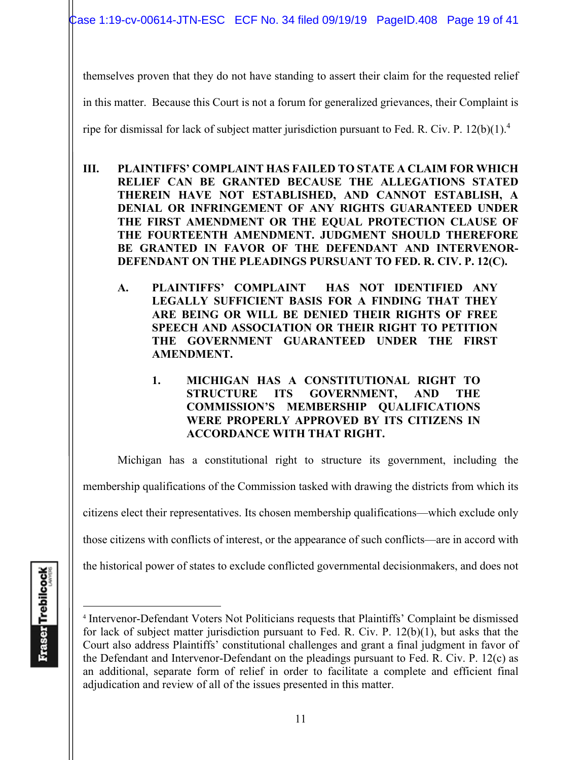themselves proven that they do not have standing to assert their claim for the requested relief in this matter. Because this Court is not a forum for generalized grievances, their Complaint is ripe for dismissal for lack of subject matter jurisdiction pursuant to Fed. R. Civ. P. 12(b)(1).[4]

## III. PLAINTIFFS' COMPLAINT HAS FAILED TO STATE A CLAIM FOR WHICH RELIEF CAN BE GRANTED BECAUSE THE ALLEGATIONS STATED THEREIN HAVE NOT ESTABLISHED, AND CANNOT ESTABLISH, A DENIAL OR INFRINGEMENT OF ANY RIGHTS GUARANTEED UNDER THE FIRST AMENDMENT OR THE EQUAL PROTECTION CLAUSE OF THE FOURTEENTH AMENDMENT. JUDGMENT SHOULD THEREFORE BE GRANTED IN FAVOR OF THE DEFENDANT AND INTERVENOR-DEFENDANT ON THE PLEADINGS PURSUANT TO FED. R. CIV. P. 12(C).

### A. PLAINTIFFS' COMPLAINT HAS NOT IDENTIFIED ANY LEGALLY SUFFICIENT BASIS FOR A FINDING THAT THEY ARE BEING OR WILL BE DENIED THEIR RIGHTS OF FREE SPEECH AND ASSOCIATION OR THEIR RIGHT TO PETITION THE GOVERNMENT GUARANTEED UNDER THE FIRST AMENDMENT.

#### 1. MICHIGAN HAS A CONSTITUTIONAL RIGHT TO STRUCTURE ITS GOVERNMENT, AND THE COMMISSION'S MEMBERSHIP QUALIFICATIONS WERE PROPERLY APPROVED BY ITS CITIZENS IN ACCORDANCE WITH THAT RIGHT.

Michigan has a constitutional right to structure its government, including the membership qualifications of the Commission tasked with drawing the districts from which its citizens elect their representatives. Its chosen membership qualifications—which exclude only those citizens with conflicts of interest, or the appearance of such conflicts—are in accord with the historical power of states to exclude conflicted governmental decisionmakers, and does not

---

[4] Intervenor-Defendant Voters Not Politicians requests that Plaintiffs' Complaint be dismissed for lack of subject matter jurisdiction pursuant to Fed. R. Civ. P. 12(b)(1), but asks that the Court also address Plaintiffs' constitutional challenges and grant a final judgment in favor of the Defendant and Intervenor-Defendant on the pleadings pursuant to Fed. R. Civ. P. 12(c) as an additional, separate form of relief in order to facilitate a complete and efficient final adjudication and review of all of the issues presented in this matter.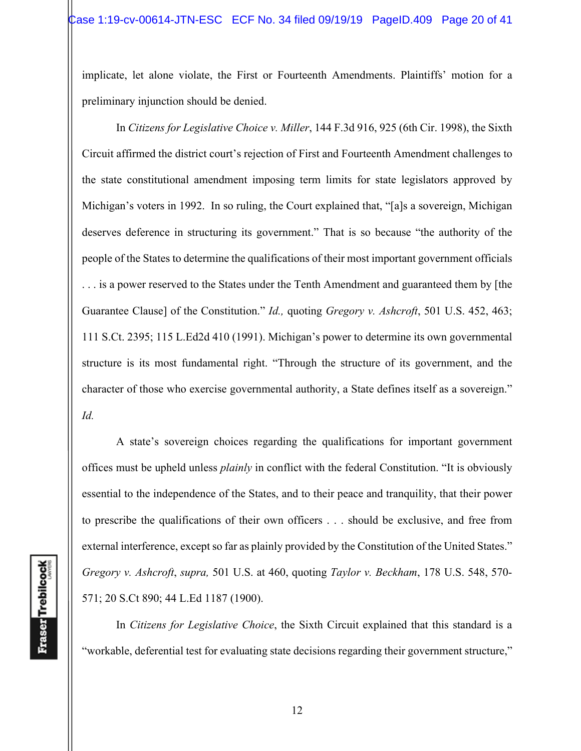implicate, let alone violate, the First or Fourteenth Amendments. Plaintiffs' motion for a preliminary injunction should be denied.

In *Citizens for Legislative Choice v. Miller*, 144 F.3d 916, 925 (6th Cir. 1998), the Sixth Circuit affirmed the district court's rejection of First and Fourteenth Amendment challenges to the state constitutional amendment imposing term limits for state legislators approved by Michigan's voters in 1992. In so ruling, the Court explained that, "[a]s a sovereign, Michigan deserves deference in structuring its government." That is so because "the authority of the people of the States to determine the qualifications of their most important government officials . . . is a power reserved to the States under the Tenth Amendment and guaranteed them by [the Guarantee Clause] of the Constitution." *Id.,* quoting *Gregory v. Ashcroft*, 501 U.S. 452, 463; 111 S.Ct. 2395; 115 L.Ed2d 410 (1991). Michigan's power to determine its own governmental structure is its most fundamental right. "Through the structure of its government, and the character of those who exercise governmental authority, a State defines itself as a sovereign." *Id.*

A state's sovereign choices regarding the qualifications for important government offices must be upheld unless *plainly* in conflict with the federal Constitution. "It is obviously essential to the independence of the States, and to their peace and tranquility, that their power to prescribe the qualifications of their own officers . . . should be exclusive, and free from external interference, except so far as plainly provided by the Constitution of the United States." *Gregory v. Ashcroft*, *supra,* 501 U.S. at 460, quoting *Taylor v. Beckham*, 178 U.S. 548, 570-571; 20 S.Ct 890; 44 L.Ed 1187 (1900).

In *Citizens for Legislative Choice*, the Sixth Circuit explained that this standard is a "workable, deferential test for evaluating state decisions regarding their government structure,"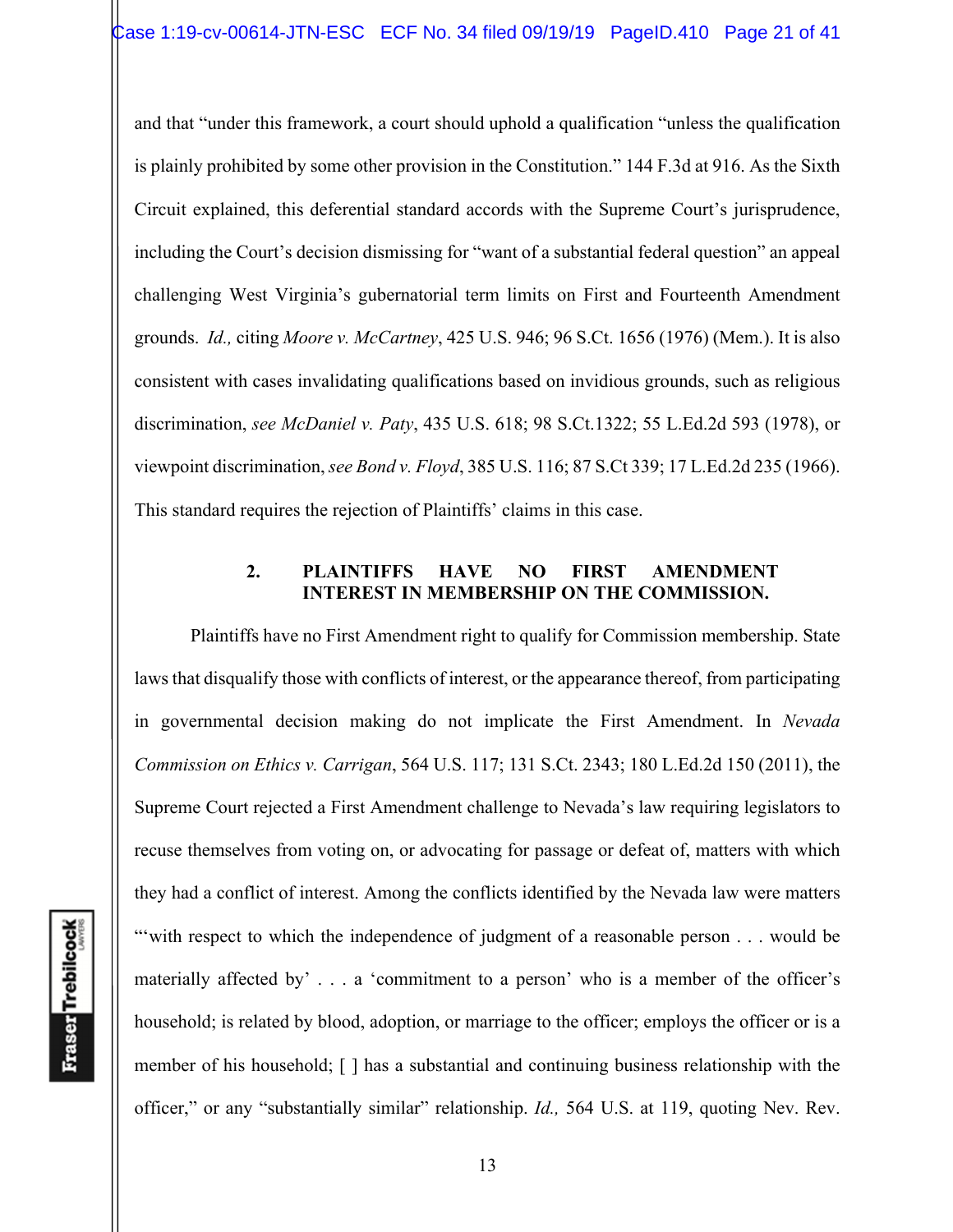and that "under this framework, a court should uphold a qualification "unless the qualification is plainly prohibited by some other provision in the Constitution." 144 F.3d at 916. As the Sixth Circuit explained, this deferential standard accords with the Supreme Court's jurisprudence, including the Court's decision dismissing for "want of a substantial federal question" an appeal challenging West Virginia's gubernatorial term limits on First and Fourteenth Amendment grounds. *Id.,* citing *Moore v. McCartney*, 425 U.S. 946; 96 S.Ct. 1656 (1976) (Mem.). It is also consistent with cases invalidating qualifications based on invidious grounds, such as religious discrimination, *see McDaniel v. Paty*, 435 U.S. 618; 98 S.Ct.1322; 55 L.Ed.2d 593 (1978), or viewpoint discrimination, *see Bond v. Floyd*, 385 U.S. 116; 87 S.Ct 339; 17 L.Ed.2d 235 (1966). This standard requires the rejection of Plaintiffs' claims in this case.

**2. PLAINTIFFS HAVE NO FIRST AMENDMENT INTEREST IN MEMBERSHIP ON THE COMMISSION.**

Plaintiffs have no First Amendment right to qualify for Commission membership. State laws that disqualify those with conflicts of interest, or the appearance thereof, from participating in governmental decision making do not implicate the First Amendment. In *Nevada Commission on Ethics v. Carrigan*, 564 U.S. 117; 131 S.Ct. 2343; 180 L.Ed.2d 150 (2011), the Supreme Court rejected a First Amendment challenge to Nevada's law requiring legislators to recuse themselves from voting on, or advocating for passage or defeat of, matters with which they had a conflict of interest. Among the conflicts identified by the Nevada law were matters "'with respect to which the independence of judgment of a reasonable person . . . would be materially affected by' . . . a 'commitment to a person' who is a member of the officer's household; is related by blood, adoption, or marriage to the officer; employs the officer or is a member of his household; [ ] has a substantial and continuing business relationship with the officer," or any "substantially similar" relationship. *Id.,* 564 U.S. at 119, quoting Nev. Rev.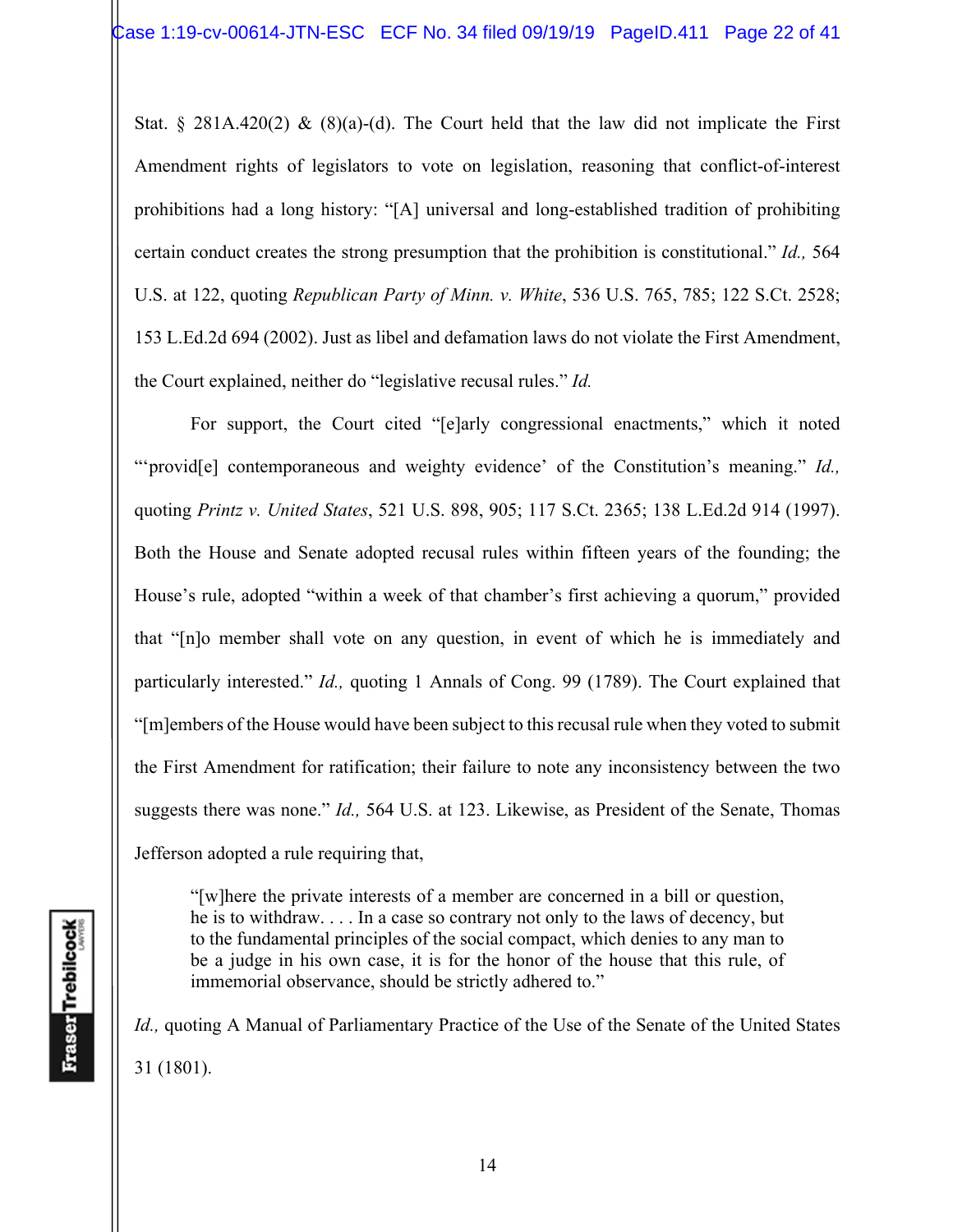Stat. § 281A.420(2) & (8)(a)-(d). The Court held that the law did not implicate the First Amendment rights of legislators to vote on legislation, reasoning that conflict-of-interest prohibitions had a long history: "[A] universal and long-established tradition of prohibiting certain conduct creates the strong presumption that the prohibition is constitutional." *Id.,* 564 U.S. at 122, quoting *Republican Party of Minn. v. White*, 536 U.S. 765, 785; 122 S.Ct. 2528; 153 L.Ed.2d 694 (2002). Just as libel and defamation laws do not violate the First Amendment, the Court explained, neither do "legislative recusal rules." *Id.*

For support, the Court cited "[e]arly congressional enactments," which it noted "'provid[e] contemporaneous and weighty evidence' of the Constitution's meaning." *Id.,* quoting *Printz v. United States*, 521 U.S. 898, 905; 117 S.Ct. 2365; 138 L.Ed.2d 914 (1997). Both the House and Senate adopted recusal rules within fifteen years of the founding; the House's rule, adopted "within a week of that chamber's first achieving a quorum," provided that "[n]o member shall vote on any question, in event of which he is immediately and particularly interested." *Id.,* quoting 1 Annals of Cong. 99 (1789). The Court explained that "[m]embers of the House would have been subject to this recusal rule when they voted to submit the First Amendment for ratification; their failure to note any inconsistency between the two suggests there was none." *Id.,* 564 U.S. at 123. Likewise, as President of the Senate, Thomas Jefferson adopted a rule requiring that,

> "[w]here the private interests of a member are concerned in a bill or question, he is to withdraw. . . . In a case so contrary not only to the laws of decency, but to the fundamental principles of the social compact, which denies to any man to be a judge in his own case, it is for the honor of the house that this rule, of immemorial observance, should be strictly adhered to."

*Id.,* quoting A Manual of Parliamentary Practice of the Use of the Senate of the United States 31 (1801).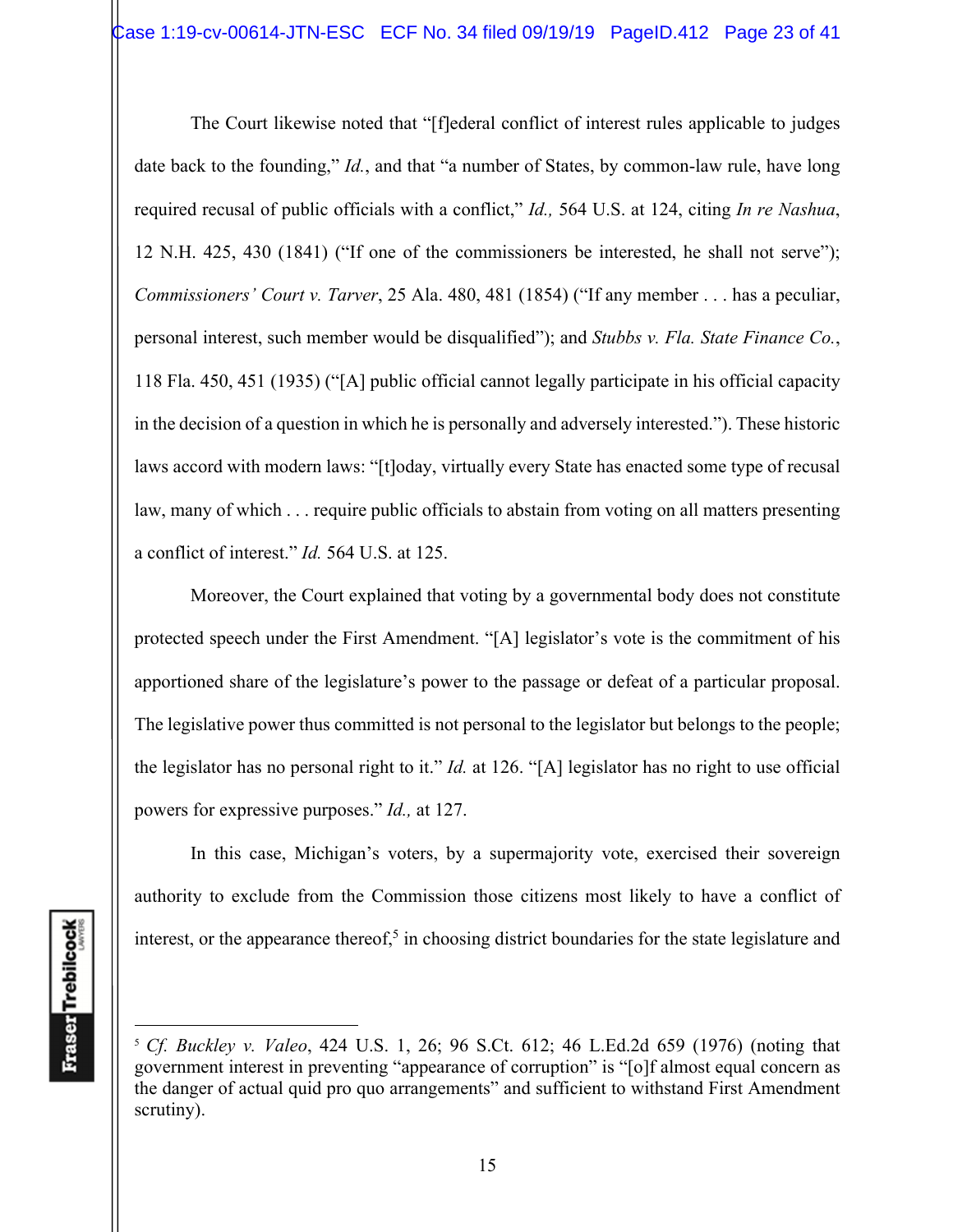The Court likewise noted that "[f]ederal conflict of interest rules applicable to judges date back to the founding," *Id.*, and that "a number of States, by common-law rule, have long required recusal of public officials with a conflict," *Id.,* 564 U.S. at 124, citing *In re Nashua*, 12 N.H. 425, 430 (1841) ("If one of the commissioners be interested, he shall not serve"); *Commissioners' Court v. Tarver*, 25 Ala. 480, 481 (1854) ("If any member . . . has a peculiar, personal interest, such member would be disqualified"); and *Stubbs v. Fla. State Finance Co.*, 118 Fla. 450, 451 (1935) ("[A] public official cannot legally participate in his official capacity in the decision of a question in which he is personally and adversely interested."). These historic laws accord with modern laws: "[t]oday, virtually every State has enacted some type of recusal law, many of which . . . require public officials to abstain from voting on all matters presenting a conflict of interest." *Id.* 564 U.S. at 125.

Moreover, the Court explained that voting by a governmental body does not constitute protected speech under the First Amendment. "[A] legislator's vote is the commitment of his apportioned share of the legislature's power to the passage or defeat of a particular proposal. The legislative power thus committed is not personal to the legislator but belongs to the people; the legislator has no personal right to it." *Id.* at 126. "[A] legislator has no right to use official powers for expressive purposes." *Id.,* at 127.

In this case, Michigan's voters, by a supermajority vote, exercised their sovereign authority to exclude from the Commission those citizens most likely to have a conflict of interest, or the appearance thereof,[5] in choosing district boundaries for the state legislature and

---

[5] *Cf. Buckley v. Valeo*, 424 U.S. 1, 26; 96 S.Ct. 612; 46 L.Ed.2d 659 (1976) (noting that government interest in preventing "appearance of corruption" is "[o]f almost equal concern as the danger of actual quid pro quo arrangements" and sufficient to withstand First Amendment scrutiny).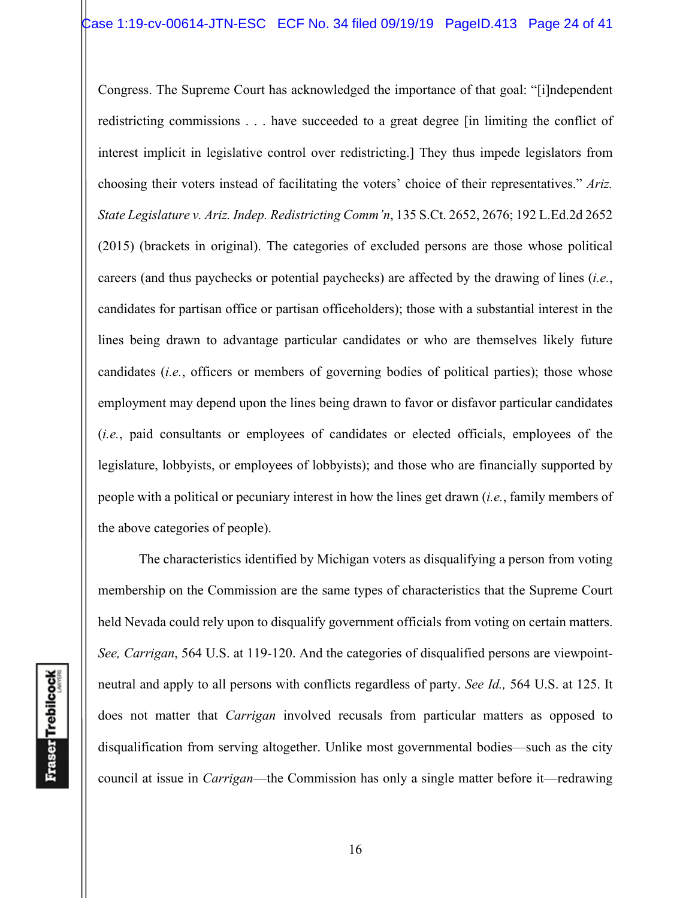Congress. The Supreme Court has acknowledged the importance of that goal: "[i]ndependent redistricting commissions . . . have succeeded to a great degree [in limiting the conflict of interest implicit in legislative control over redistricting.] They thus impede legislators from choosing their voters instead of facilitating the voters' choice of their representatives." *Ariz. State Legislature v. Ariz. Indep. Redistricting Comm'n*, 135 S.Ct. 2652, 2676; 192 L.Ed.2d 2652 (2015) (brackets in original). The categories of excluded persons are those whose political careers (and thus paychecks or potential paychecks) are affected by the drawing of lines (*i.e.*, candidates for partisan office or partisan officeholders); those with a substantial interest in the lines being drawn to advantage particular candidates or who are themselves likely future candidates (*i.e.*, officers or members of governing bodies of political parties); those whose employment may depend upon the lines being drawn to favor or disfavor particular candidates (*i.e.*, paid consultants or employees of candidates or elected officials, employees of the legislature, lobbyists, or employees of lobbyists); and those who are financially supported by people with a political or pecuniary interest in how the lines get drawn (*i.e.*, family members of the above categories of people).

The characteristics identified by Michigan voters as disqualifying a person from voting membership on the Commission are the same types of characteristics that the Supreme Court held Nevada could rely upon to disqualify government officials from voting on certain matters. *See, Carrigan*, 564 U.S. at 119-120. And the categories of disqualified persons are viewpoint-neutral and apply to all persons with conflicts regardless of party. *See Id.,* 564 U.S. at 125. It does not matter that *Carrigan* involved recusals from particular matters as opposed to disqualification from serving altogether. Unlike most governmental bodies—such as the city council at issue in *Carrigan*—the Commission has only a single matter before it—redrawing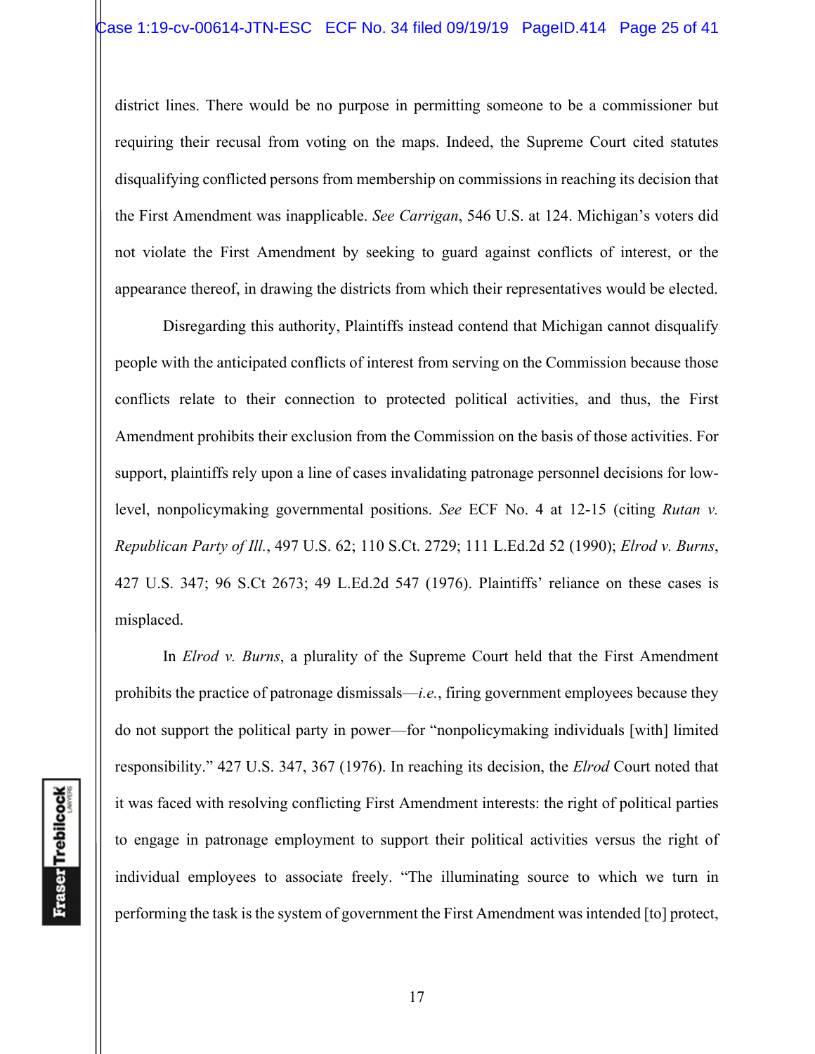district lines. There would be no purpose in permitting someone to be a commissioner but requiring their recusal from voting on the maps. Indeed, the Supreme Court cited statutes disqualifying conflicted persons from membership on commissions in reaching its decision that the First Amendment was inapplicable. *See Carrigan*, 546 U.S. at 124. Michigan's voters did not violate the First Amendment by seeking to guard against conflicts of interest, or the appearance thereof, in drawing the districts from which their representatives would be elected.

Disregarding this authority, Plaintiffs instead contend that Michigan cannot disqualify people with the anticipated conflicts of interest from serving on the Commission because those conflicts relate to their connection to protected political activities, and thus, the First Amendment prohibits their exclusion from the Commission on the basis of those activities. For support, plaintiffs rely upon a line of cases invalidating patronage personnel decisions for low-level, nonpolicymaking governmental positions. *See* ECF No. 4 at 12-15 (citing *Rutan v. Republican Party of Ill.*, 497 U.S. 62; 110 S.Ct. 2729; 111 L.Ed.2d 52 (1990); *Elrod v. Burns*, 427 U.S. 347; 96 S.Ct 2673; 49 L.Ed.2d 547 (1976). Plaintiffs' reliance on these cases is misplaced.

In *Elrod v. Burns*, a plurality of the Supreme Court held that the First Amendment prohibits the practice of patronage dismissals—*i.e.*, firing government employees because they do not support the political party in power—for "nonpolicymaking individuals [with] limited responsibility." 427 U.S. 347, 367 (1976). In reaching its decision, the *Elrod* Court noted that it was faced with resolving conflicting First Amendment interests: the right of political parties to engage in patronage employment to support their political activities versus the right of individual employees to associate freely. "The illuminating source to which we turn in performing the task is the system of government the First Amendment was intended [to] protect,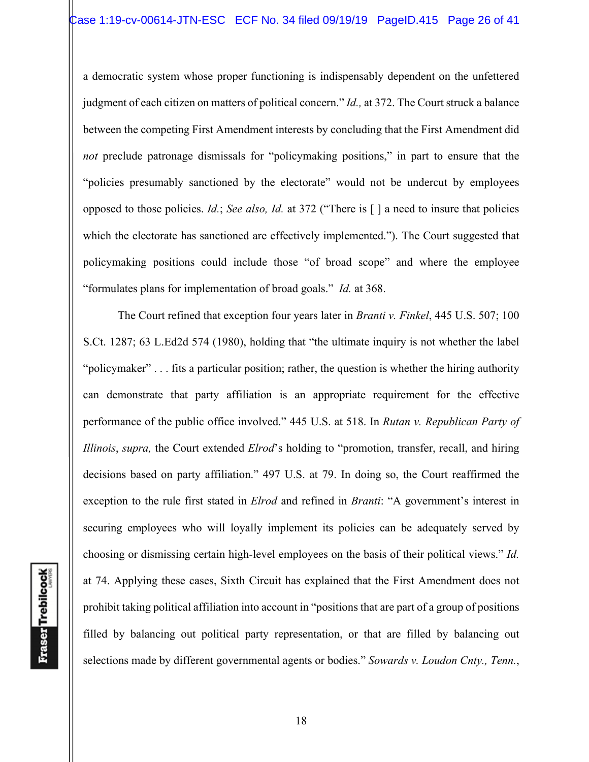a democratic system whose proper functioning is indispensably dependent on the unfettered judgment of each citizen on matters of political concern." *Id.,* at 372. The Court struck a balance between the competing First Amendment interests by concluding that the First Amendment did *not* preclude patronage dismissals for "policymaking positions," in part to ensure that the "policies presumably sanctioned by the electorate" would not be undercut by employees opposed to those policies. *Id.*; *See also, Id.* at 372 ("There is [ ] a need to insure that policies which the electorate has sanctioned are effectively implemented."). The Court suggested that policymaking positions could include those "of broad scope" and where the employee "formulates plans for implementation of broad goals." *Id.* at 368.

The Court refined that exception four years later in *Branti v. Finkel*, 445 U.S. 507; 100 S.Ct. 1287; 63 L.Ed2d 574 (1980), holding that "the ultimate inquiry is not whether the label "policymaker" . . . fits a particular position; rather, the question is whether the hiring authority can demonstrate that party affiliation is an appropriate requirement for the effective performance of the public office involved." 445 U.S. at 518. In *Rutan v. Republican Party of Illinois*, *supra,* the Court extended *Elrod*'s holding to "promotion, transfer, recall, and hiring decisions based on party affiliation." 497 U.S. at 79. In doing so, the Court reaffirmed the exception to the rule first stated in *Elrod* and refined in *Branti*: "A government's interest in securing employees who will loyally implement its policies can be adequately served by choosing or dismissing certain high-level employees on the basis of their political views." *Id.* at 74. Applying these cases, Sixth Circuit has explained that the First Amendment does not prohibit taking political affiliation into account in "positions that are part of a group of positions filled by balancing out political party representation, or that are filled by balancing out selections made by different governmental agents or bodies." *Sowards v. Loudon Cnty., Tenn.*,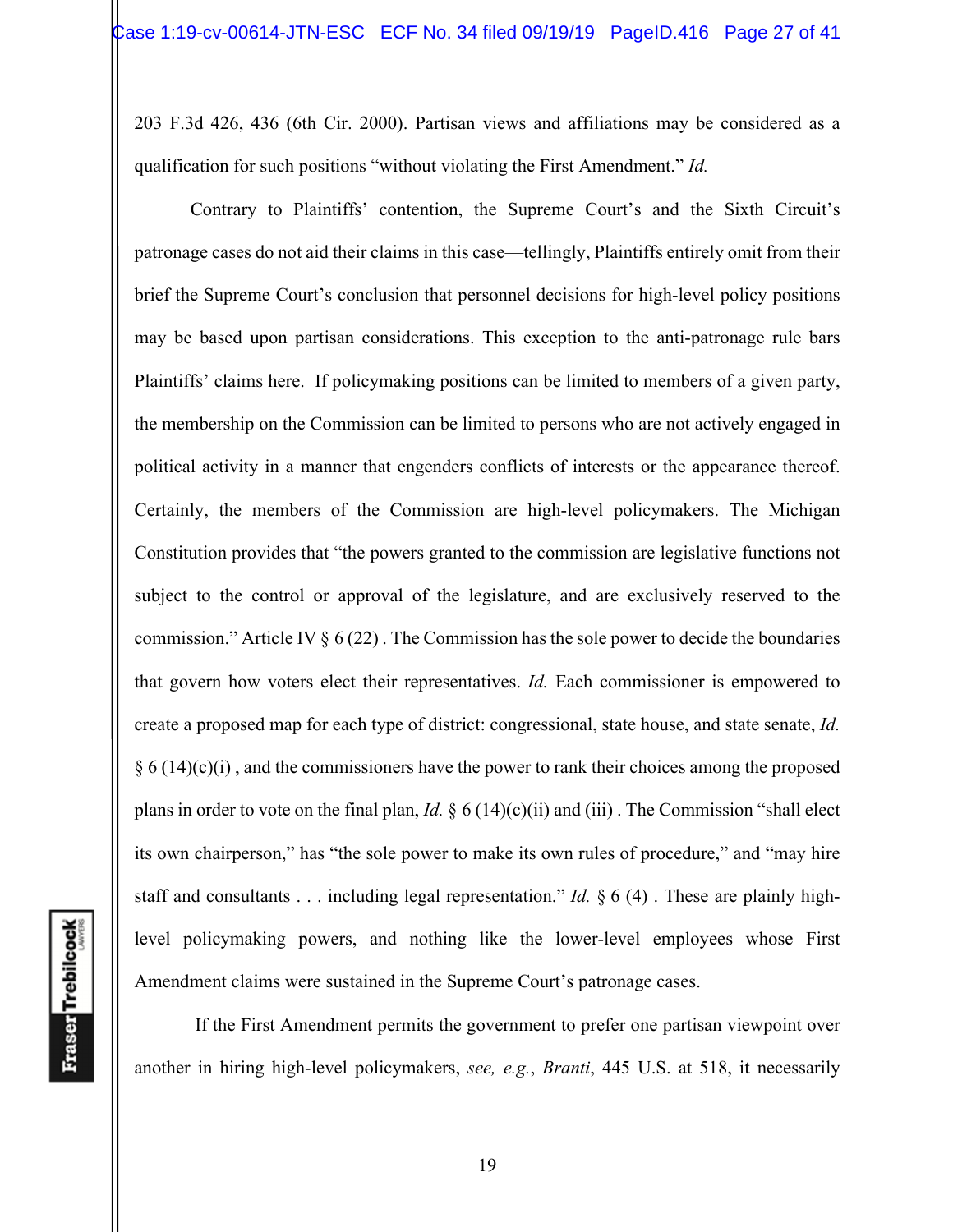203 F.3d 426, 436 (6th Cir. 2000). Partisan views and affiliations may be considered as a qualification for such positions "without violating the First Amendment." *Id.*

Contrary to Plaintiffs' contention, the Supreme Court's and the Sixth Circuit's patronage cases do not aid their claims in this case—tellingly, Plaintiffs entirely omit from their brief the Supreme Court's conclusion that personnel decisions for high-level policy positions may be based upon partisan considerations. This exception to the anti-patronage rule bars Plaintiffs' claims here. If policymaking positions can be limited to members of a given party, the membership on the Commission can be limited to persons who are not actively engaged in political activity in a manner that engenders conflicts of interests or the appearance thereof. Certainly, the members of the Commission are high-level policymakers. The Michigan Constitution provides that "the powers granted to the commission are legislative functions not subject to the control or approval of the legislature, and are exclusively reserved to the commission." Article IV § 6 (22) . The Commission has the sole power to decide the boundaries that govern how voters elect their representatives. *Id.* Each commissioner is empowered to create a proposed map for each type of district: congressional, state house, and state senate, *Id.* § 6 (14)(c)(i) , and the commissioners have the power to rank their choices among the proposed plans in order to vote on the final plan, *Id.* § 6 (14)(c)(ii) and (iii) . The Commission "shall elect its own chairperson," has "the sole power to make its own rules of procedure," and "may hire staff and consultants . . . including legal representation." *Id.* § 6 (4) . These are plainly high-level policymaking powers, and nothing like the lower-level employees whose First Amendment claims were sustained in the Supreme Court's patronage cases.

If the First Amendment permits the government to prefer one partisan viewpoint over another in hiring high-level policymakers, *see, e.g.*, *Branti*, 445 U.S. at 518, it necessarily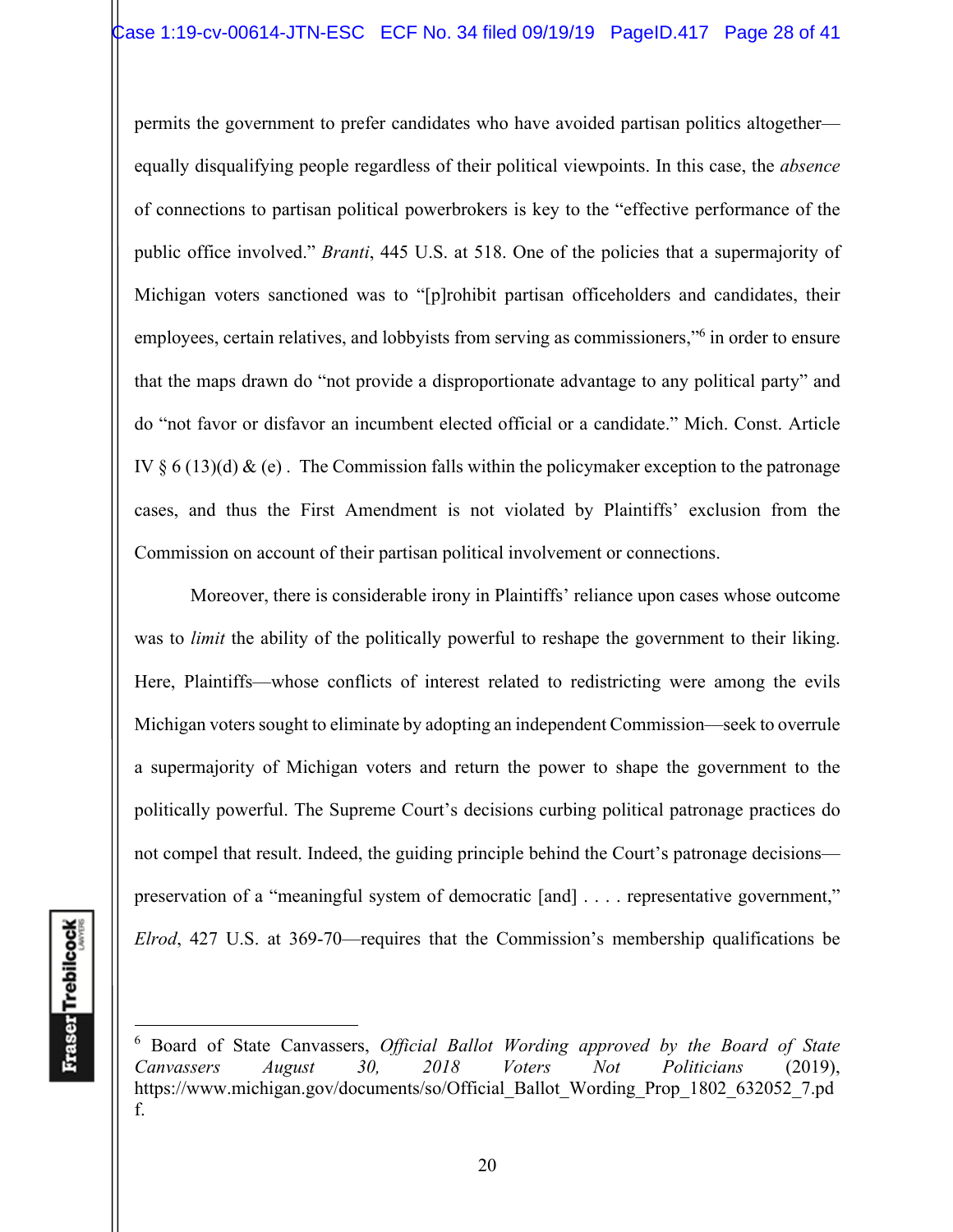permits the government to prefer candidates who have avoided partisan politics altogether—equally disqualifying people regardless of their political viewpoints. In this case, the *absence* of connections to partisan political powerbrokers is key to the "effective performance of the public office involved." *Branti*, 445 U.S. at 518. One of the policies that a supermajority of Michigan voters sanctioned was to "[p]rohibit partisan officeholders and candidates, their employees, certain relatives, and lobbyists from serving as commissioners,"[6] in order to ensure that the maps drawn do "not provide a disproportionate advantage to any political party" and do "not favor or disfavor an incumbent elected official or a candidate." Mich. Const. Article IV § 6 (13)(d) & (e) . The Commission falls within the policymaker exception to the patronage cases, and thus the First Amendment is not violated by Plaintiffs' exclusion from the Commission on account of their partisan political involvement or connections.

Moreover, there is considerable irony in Plaintiffs' reliance upon cases whose outcome was to *limit* the ability of the politically powerful to reshape the government to their liking. Here, Plaintiffs—whose conflicts of interest related to redistricting were among the evils Michigan voters sought to eliminate by adopting an independent Commission—seek to overrule a supermajority of Michigan voters and return the power to shape the government to the politically powerful. The Supreme Court's decisions curbing political patronage practices do not compel that result. Indeed, the guiding principle behind the Court's patronage decisions—preservation of a "meaningful system of democratic [and] . . . . representative government," *Elrod*, 427 U.S. at 369-70—requires that the Commission's membership qualifications be

---

[6] Board of State Canvassers, *Official Ballot Wording approved by the Board of State Canvassers August 30, 2018 Voters Not Politicians* (2019), https://www.michigan.gov/documents/so/Official_Ballot_Wording_Prop_1802_632052_7.pdf.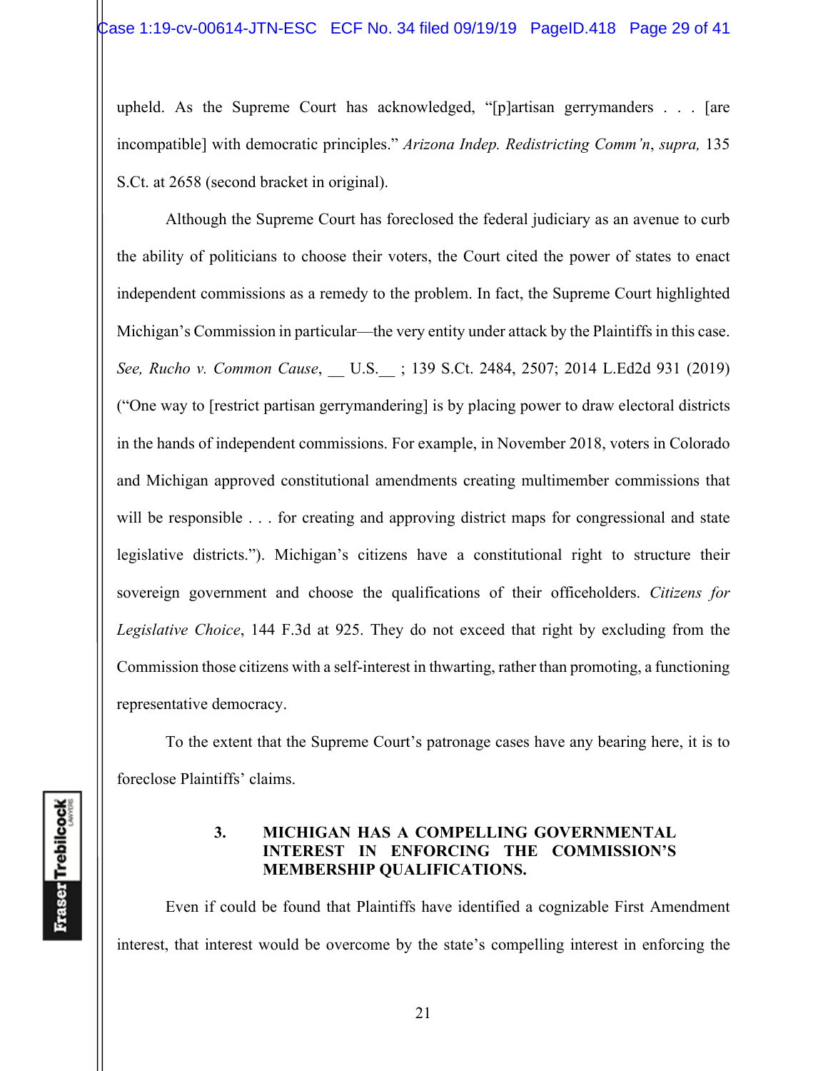upheld. As the Supreme Court has acknowledged, "[p]artisan gerrymanders . . . [are incompatible] with democratic principles." *Arizona Indep. Redistricting Comm'n*, *supra,* 135 S.Ct. at 2658 (second bracket in original).

Although the Supreme Court has foreclosed the federal judiciary as an avenue to curb the ability of politicians to choose their voters, the Court cited the power of states to enact independent commissions as a remedy to the problem. In fact, the Supreme Court highlighted Michigan's Commission in particular—the very entity under attack by the Plaintiffs in this case. *See, Rucho v. Common Cause*, __ U.S.__ ; 139 S.Ct. 2484, 2507; 2014 L.Ed2d 931 (2019) ("One way to [restrict partisan gerrymandering] is by placing power to draw electoral districts in the hands of independent commissions. For example, in November 2018, voters in Colorado and Michigan approved constitutional amendments creating multimember commissions that will be responsible . . . for creating and approving district maps for congressional and state legislative districts."). Michigan's citizens have a constitutional right to structure their sovereign government and choose the qualifications of their officeholders. *Citizens for Legislative Choice*, 144 F.3d at 925. They do not exceed that right by excluding from the Commission those citizens with a self-interest in thwarting, rather than promoting, a functioning representative democracy.

To the extent that the Supreme Court's patronage cases have any bearing here, it is to foreclose Plaintiffs' claims.

### 3. MICHIGAN HAS A COMPELLING GOVERNMENTAL INTEREST IN ENFORCING THE COMMISSION'S MEMBERSHIP QUALIFICATIONS.

Even if could be found that Plaintiffs have identified a cognizable First Amendment interest, that interest would be overcome by the state's compelling interest in enforcing the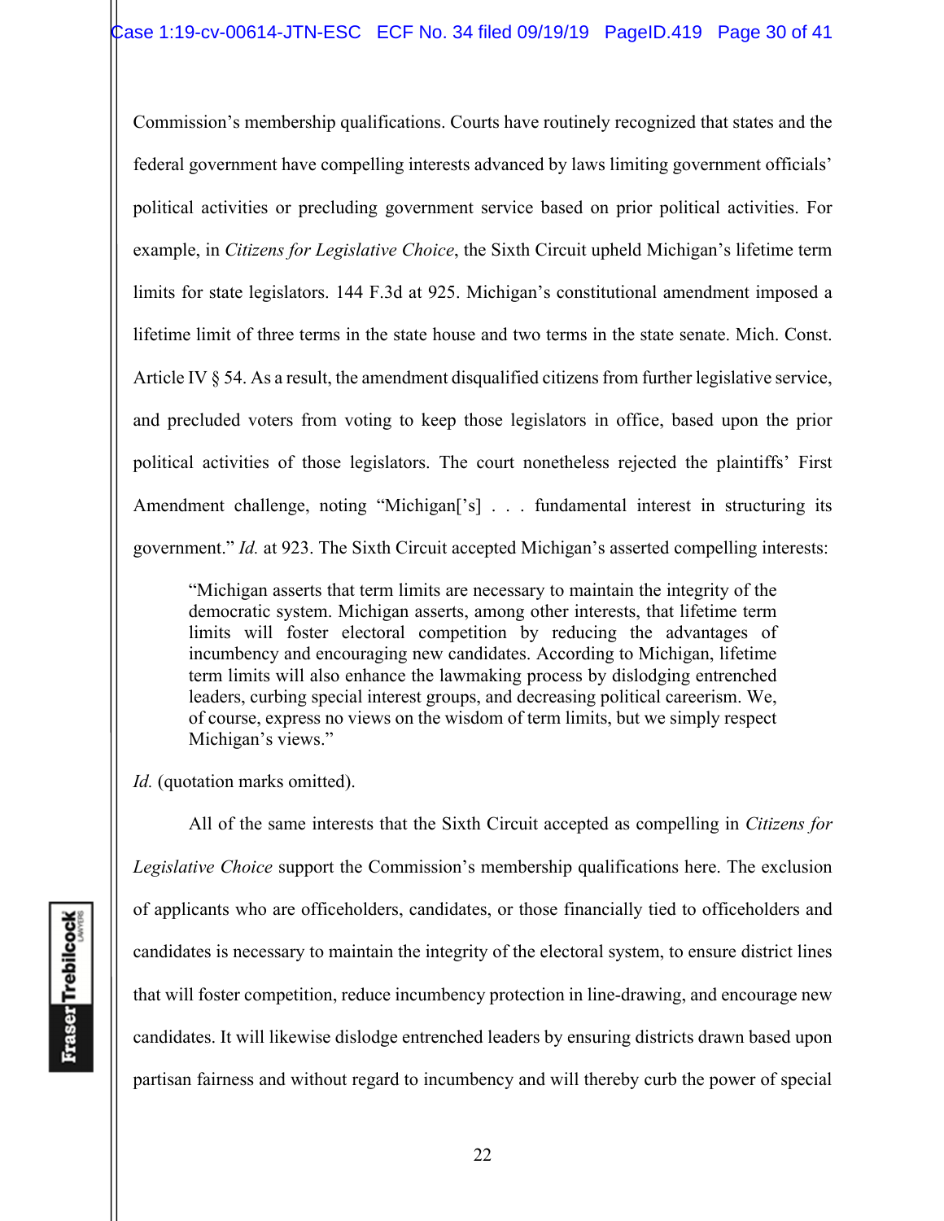Commission's membership qualifications. Courts have routinely recognized that states and the federal government have compelling interests advanced by laws limiting government officials' political activities or precluding government service based on prior political activities. For example, in *Citizens for Legislative Choice*, the Sixth Circuit upheld Michigan's lifetime term limits for state legislators. 144 F.3d at 925. Michigan's constitutional amendment imposed a lifetime limit of three terms in the state house and two terms in the state senate. Mich. Const. Article IV § 54. As a result, the amendment disqualified citizens from further legislative service, and precluded voters from voting to keep those legislators in office, based upon the prior political activities of those legislators. The court nonetheless rejected the plaintiffs' First Amendment challenge, noting "Michigan['s] . . . fundamental interest in structuring its government." *Id.* at 923. The Sixth Circuit accepted Michigan's asserted compelling interests:

> "Michigan asserts that term limits are necessary to maintain the integrity of the democratic system. Michigan asserts, among other interests, that lifetime term limits will foster electoral competition by reducing the advantages of incumbency and encouraging new candidates. According to Michigan, lifetime term limits will also enhance the lawmaking process by dislodging entrenched leaders, curbing special interest groups, and decreasing political careerism. We, of course, express no views on the wisdom of term limits, but we simply respect Michigan's views."

*Id.* (quotation marks omitted).

All of the same interests that the Sixth Circuit accepted as compelling in *Citizens for Legislative Choice* support the Commission's membership qualifications here. The exclusion of applicants who are officeholders, candidates, or those financially tied to officeholders and candidates is necessary to maintain the integrity of the electoral system, to ensure district lines that will foster competition, reduce incumbency protection in line-drawing, and encourage new candidates. It will likewise dislodge entrenched leaders by ensuring districts drawn based upon partisan fairness and without regard to incumbency and will thereby curb the power of special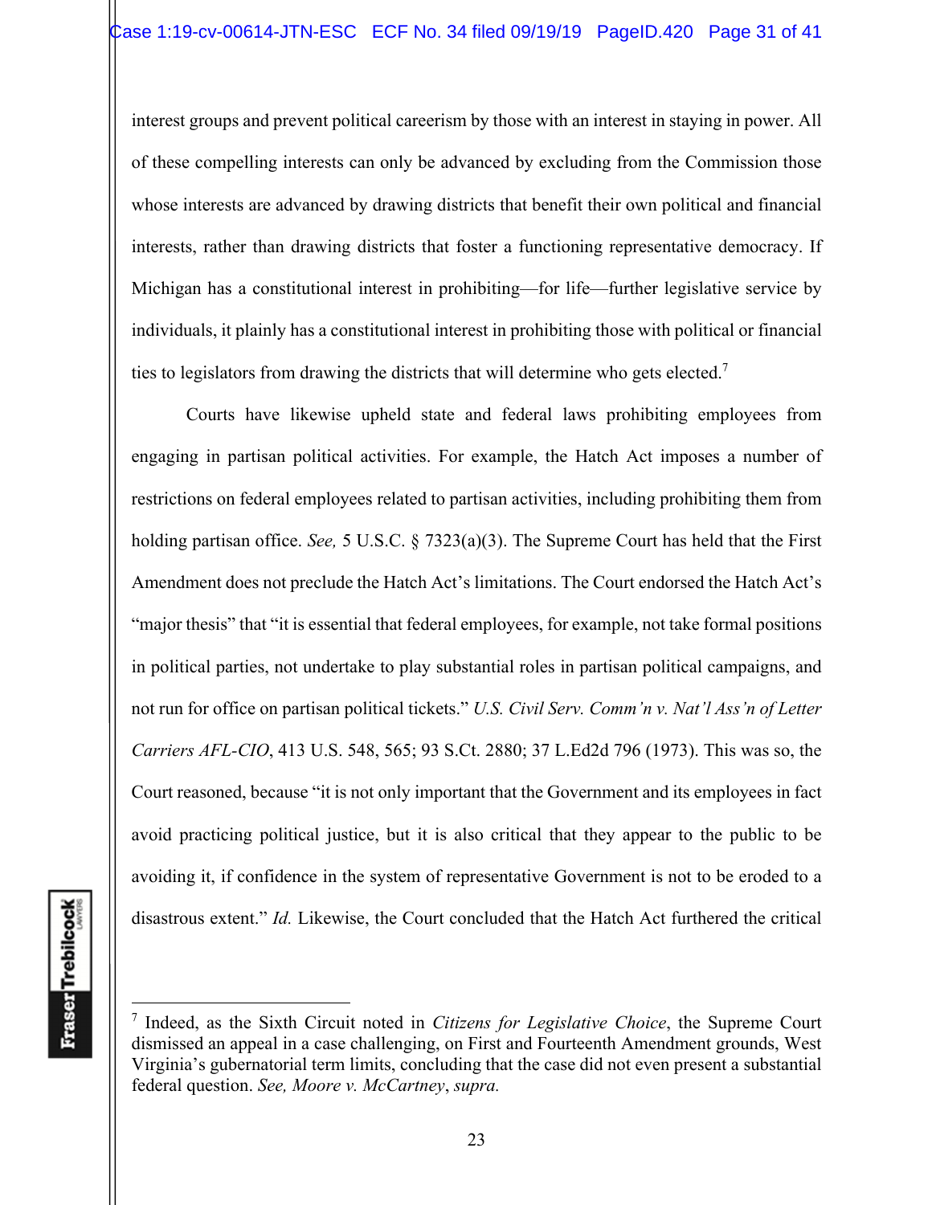interest groups and prevent political careerism by those with an interest in staying in power. All of these compelling interests can only be advanced by excluding from the Commission those whose interests are advanced by drawing districts that benefit their own political and financial interests, rather than drawing districts that foster a functioning representative democracy. If Michigan has a constitutional interest in prohibiting—for life—further legislative service by individuals, it plainly has a constitutional interest in prohibiting those with political or financial ties to legislators from drawing the districts that will determine who gets elected.[7]

Courts have likewise upheld state and federal laws prohibiting employees from engaging in partisan political activities. For example, the Hatch Act imposes a number of restrictions on federal employees related to partisan activities, including prohibiting them from holding partisan office. *See,* 5 U.S.C. § 7323(a)(3). The Supreme Court has held that the First Amendment does not preclude the Hatch Act's limitations. The Court endorsed the Hatch Act's "major thesis" that "it is essential that federal employees, for example, not take formal positions in political parties, not undertake to play substantial roles in partisan political campaigns, and not run for office on partisan political tickets." *U.S. Civil Serv. Comm'n v. Nat'l Ass'n of Letter Carriers AFL-CIO*, 413 U.S. 548, 565; 93 S.Ct. 2880; 37 L.Ed2d 796 (1973). This was so, the Court reasoned, because "it is not only important that the Government and its employees in fact avoid practicing political justice, but it is also critical that they appear to the public to be avoiding it, if confidence in the system of representative Government is not to be eroded to a disastrous extent." *Id.* Likewise, the Court concluded that the Hatch Act furthered the critical

---

[7] Indeed, as the Sixth Circuit noted in *Citizens for Legislative Choice*, the Supreme Court dismissed an appeal in a case challenging, on First and Fourteenth Amendment grounds, West Virginia's gubernatorial term limits, concluding that the case did not even present a substantial federal question. *See, Moore v. McCartney*, *supra.*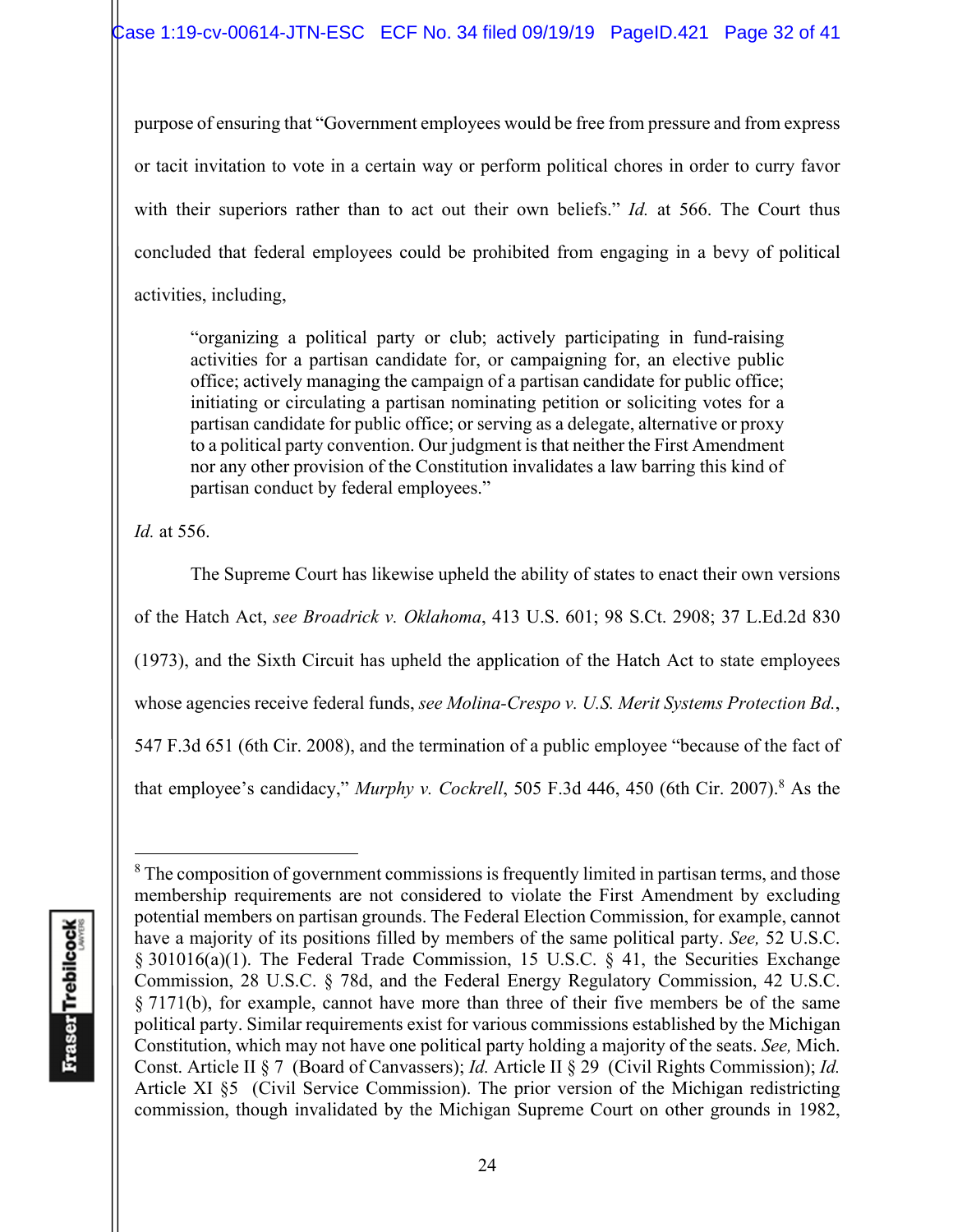purpose of ensuring that "Government employees would be free from pressure and from express or tacit invitation to vote in a certain way or perform political chores in order to curry favor with their superiors rather than to act out their own beliefs." *Id.* at 566. The Court thus concluded that federal employees could be prohibited from engaging in a bevy of political activities, including,

> "organizing a political party or club; actively participating in fund-raising activities for a partisan candidate for, or campaigning for, an elective public office; actively managing the campaign of a partisan candidate for public office; initiating or circulating a partisan nominating petition or soliciting votes for a partisan candidate for public office; or serving as a delegate, alternative or proxy to a political party convention. Our judgment is that neither the First Amendment nor any other provision of the Constitution invalidates a law barring this kind of partisan conduct by federal employees."

*Id.* at 556.

The Supreme Court has likewise upheld the ability of states to enact their own versions of the Hatch Act, *see Broadrick v. Oklahoma*, 413 U.S. 601; 98 S.Ct. 2908; 37 L.Ed.2d 830 (1973), and the Sixth Circuit has upheld the application of the Hatch Act to state employees whose agencies receive federal funds, *see Molina-Crespo v. U.S. Merit Systems Protection Bd.*, 547 F.3d 651 (6th Cir. 2008), and the termination of a public employee "because of the fact of that employee's candidacy," *Murphy v. Cockrell*, 505 F.3d 446, 450 (6th Cir. 2007).[8] As the

---

[8] The composition of government commissions is frequently limited in partisan terms, and those membership requirements are not considered to violate the First Amendment by excluding potential members on partisan grounds. The Federal Election Commission, for example, cannot have a majority of its positions filled by members of the same political party. *See,* 52 U.S.C. § 301016(a)(1). The Federal Trade Commission, 15 U.S.C. § 41, the Securities Exchange Commission, 28 U.S.C. § 78d, and the Federal Energy Regulatory Commission, 42 U.S.C. § 7171(b), for example, cannot have more than three of their five members be of the same political party. Similar requirements exist for various commissions established by the Michigan Constitution, which may not have one political party holding a majority of the seats. *See,* Mich. Const. Article II § 7 (Board of Canvassers); *Id.* Article II § 29 (Civil Rights Commission); *Id.* Article XI §5 (Civil Service Commission). The prior version of the Michigan redistricting commission, though invalidated by the Michigan Supreme Court on other grounds in 1982,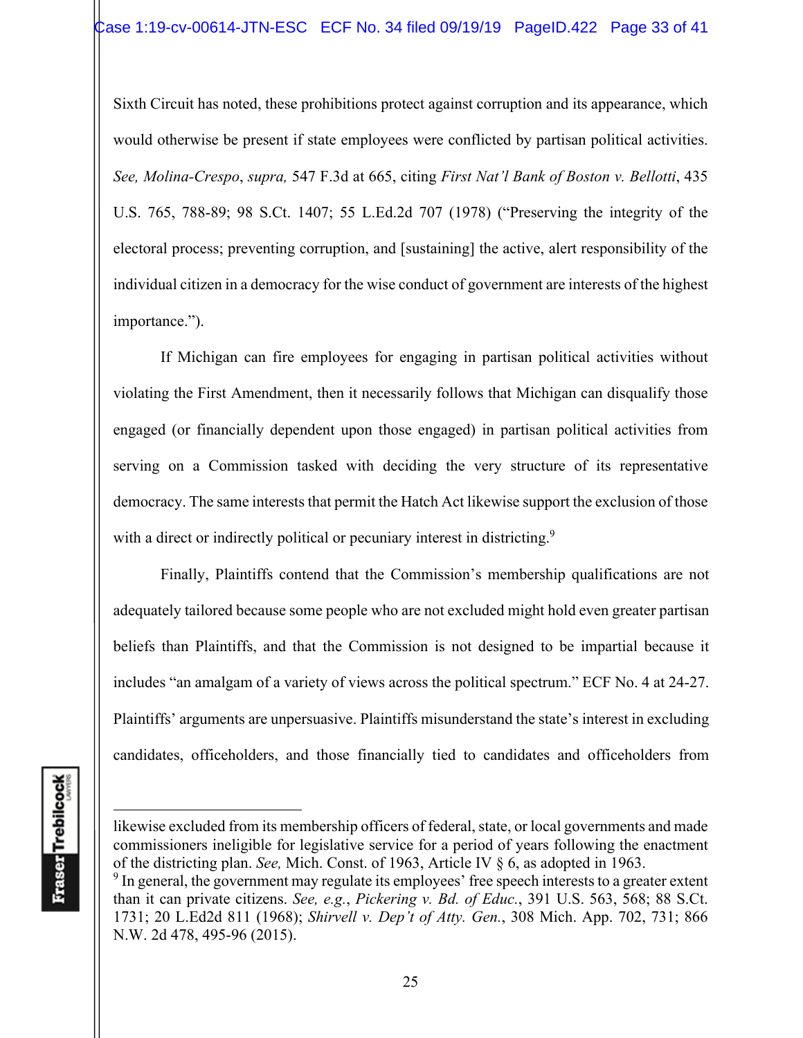Sixth Circuit has noted, these prohibitions protect against corruption and its appearance, which would otherwise be present if state employees were conflicted by partisan political activities. *See, Molina-Crespo*, *supra,* 547 F.3d at 665, citing *First Nat'l Bank of Boston v. Bellotti*, 435 U.S. 765, 788-89; 98 S.Ct. 1407; 55 L.Ed.2d 707 (1978) ("Preserving the integrity of the electoral process; preventing corruption, and [sustaining] the active, alert responsibility of the individual citizen in a democracy for the wise conduct of government are interests of the highest importance.").

If Michigan can fire employees for engaging in partisan political activities without violating the First Amendment, then it necessarily follows that Michigan can disqualify those engaged (or financially dependent upon those engaged) in partisan political activities from serving on a Commission tasked with deciding the very structure of its representative democracy. The same interests that permit the Hatch Act likewise support the exclusion of those with a direct or indirectly political or pecuniary interest in districting.[9]

Finally, Plaintiffs contend that the Commission's membership qualifications are not adequately tailored because some people who are not excluded might hold even greater partisan beliefs than Plaintiffs, and that the Commission is not designed to be impartial because it includes "an amalgam of a variety of views across the political spectrum." ECF No. 4 at 24-27. Plaintiffs' arguments are unpersuasive. Plaintiffs misunderstand the state's interest in excluding candidates, officeholders, and those financially tied to candidates and officeholders from

---

likewise excluded from its membership officers of federal, state, or local governments and made commissioners ineligible for legislative service for a period of years following the enactment of the districting plan. *See,* Mich. Const. of 1963, Article IV § 6, as adopted in 1963.

[9] In general, the government may regulate its employees' free speech interests to a greater extent than it can private citizens. *See, e.g.*, *Pickering v. Bd. of Educ.*, 391 U.S. 563, 568; 88 S.Ct. 1731; 20 L.Ed2d 811 (1968); *Shirvell v. Dep't of Atty. Gen.*, 308 Mich. App. 702, 731; 866 N.W. 2d 478, 495-96 (2015).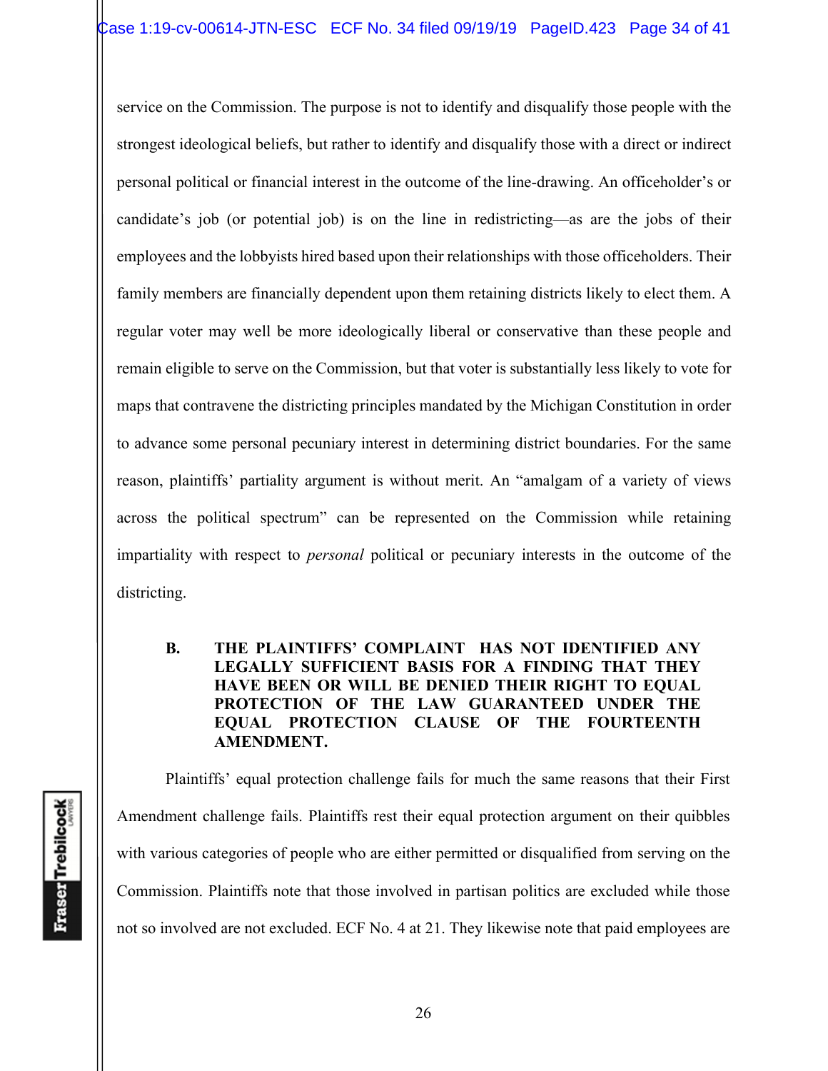service on the Commission. The purpose is not to identify and disqualify those people with the strongest ideological beliefs, but rather to identify and disqualify those with a direct or indirect personal political or financial interest in the outcome of the line-drawing. An officeholder's or candidate's job (or potential job) is on the line in redistricting—as are the jobs of their employees and the lobbyists hired based upon their relationships with those officeholders. Their family members are financially dependent upon them retaining districts likely to elect them. A regular voter may well be more ideologically liberal or conservative than these people and remain eligible to serve on the Commission, but that voter is substantially less likely to vote for maps that contravene the districting principles mandated by the Michigan Constitution in order to advance some personal pecuniary interest in determining district boundaries. For the same reason, plaintiffs' partiality argument is without merit. An "amalgam of a variety of views across the political spectrum" can be represented on the Commission while retaining impartiality with respect to *personal* political or pecuniary interests in the outcome of the districting.

### B. THE PLAINTIFFS' COMPLAINT HAS NOT IDENTIFIED ANY LEGALLY SUFFICIENT BASIS FOR A FINDING THAT THEY HAVE BEEN OR WILL BE DENIED THEIR RIGHT TO EQUAL PROTECTION OF THE LAW GUARANTEED UNDER THE EQUAL PROTECTION CLAUSE OF THE FOURTEENTH AMENDMENT.

Plaintiffs' equal protection challenge fails for much the same reasons that their First Amendment challenge fails. Plaintiffs rest their equal protection argument on their quibbles with various categories of people who are either permitted or disqualified from serving on the Commission. Plaintiffs note that those involved in partisan politics are excluded while those not so involved are not excluded. ECF No. 4 at 21. They likewise note that paid employees are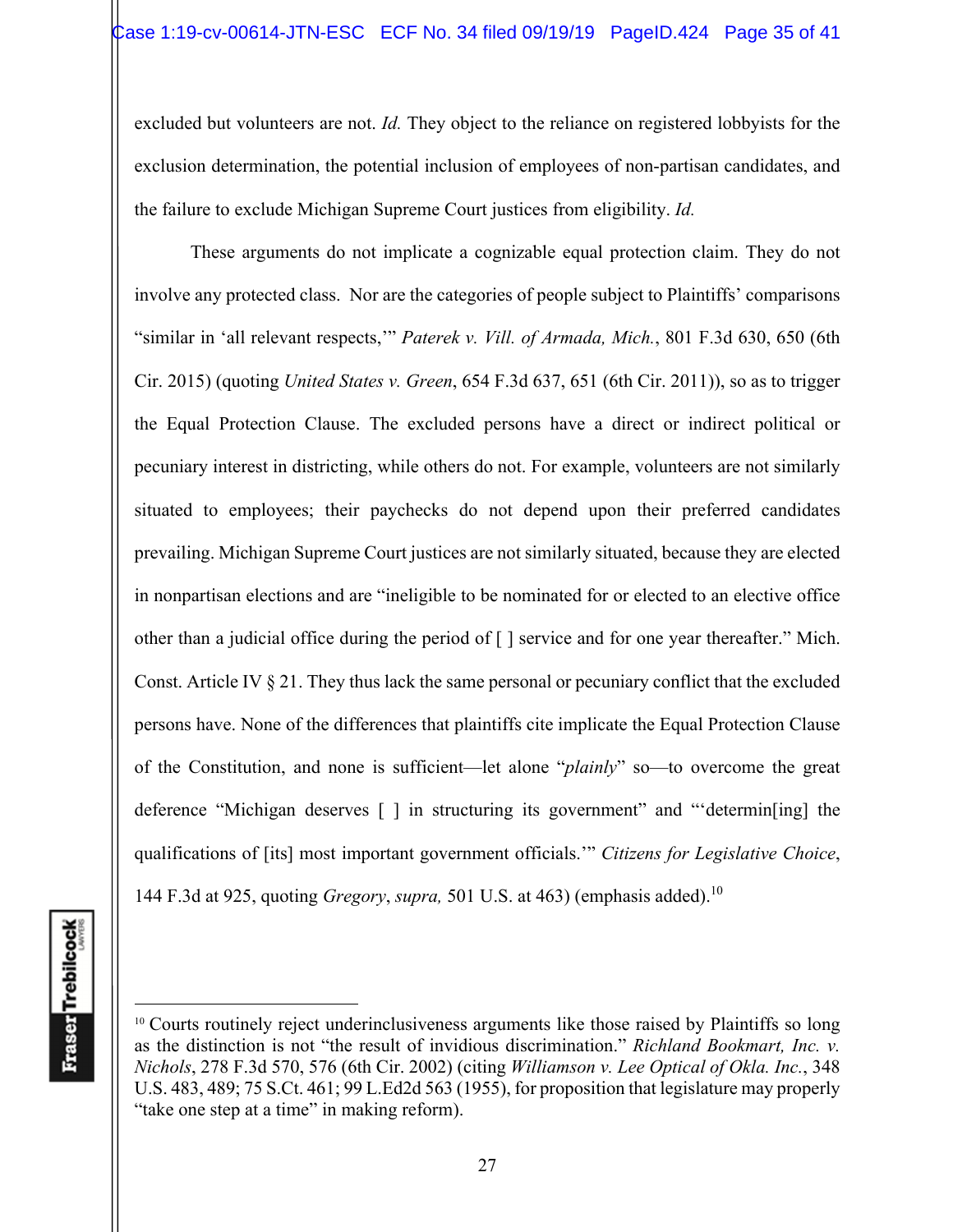excluded but volunteers are not. *Id.* They object to the reliance on registered lobbyists for the exclusion determination, the potential inclusion of employees of non-partisan candidates, and the failure to exclude Michigan Supreme Court justices from eligibility. *Id.*

These arguments do not implicate a cognizable equal protection claim. They do not involve any protected class. Nor are the categories of people subject to Plaintiffs' comparisons "similar in 'all relevant respects,'" *Paterek v. Vill. of Armada, Mich.*, 801 F.3d 630, 650 (6th Cir. 2015) (quoting *United States v. Green*, 654 F.3d 637, 651 (6th Cir. 2011)), so as to trigger the Equal Protection Clause. The excluded persons have a direct or indirect political or pecuniary interest in districting, while others do not. For example, volunteers are not similarly situated to employees; their paychecks do not depend upon their preferred candidates prevailing. Michigan Supreme Court justices are not similarly situated, because they are elected in nonpartisan elections and are "ineligible to be nominated for or elected to an elective office other than a judicial office during the period of [ ] service and for one year thereafter." Mich. Const. Article IV § 21. They thus lack the same personal or pecuniary conflict that the excluded persons have. None of the differences that plaintiffs cite implicate the Equal Protection Clause of the Constitution, and none is sufficient—let alone "*plainly*" so—to overcome the great deference "Michigan deserves [ ] in structuring its government" and "'determin[ing] the qualifications of [its] most important government officials.'" *Citizens for Legislative Choice*, 144 F.3d at 925, quoting *Gregory*, *supra,* 501 U.S. at 463) (emphasis added).[10]

---

[10] Courts routinely reject underinclusiveness arguments like those raised by Plaintiffs so long as the distinction is not "the result of invidious discrimination." *Richland Bookmart, Inc. v. Nichols*, 278 F.3d 570, 576 (6th Cir. 2002) (citing *Williamson v. Lee Optical of Okla. Inc.*, 348 U.S. 483, 489; 75 S.Ct. 461; 99 L.Ed2d 563 (1955), for proposition that legislature may properly "take one step at a time" in making reform).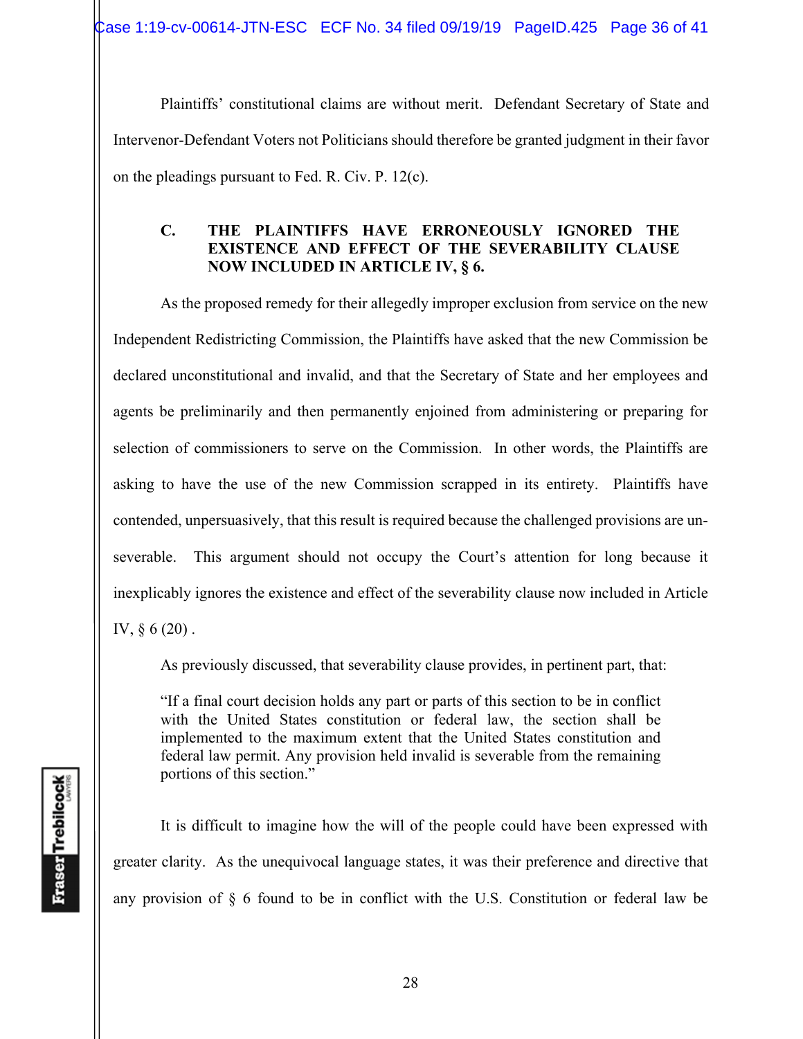Plaintiffs' constitutional claims are without merit. Defendant Secretary of State and Intervenor-Defendant Voters not Politicians should therefore be granted judgment in their favor on the pleadings pursuant to Fed. R. Civ. P. 12(c).

### C. THE PLAINTIFFS HAVE ERRONEOUSLY IGNORED THE EXISTENCE AND EFFECT OF THE SEVERABILITY CLAUSE NOW INCLUDED IN ARTICLE IV, § 6.

As the proposed remedy for their allegedly improper exclusion from service on the new Independent Redistricting Commission, the Plaintiffs have asked that the new Commission be declared unconstitutional and invalid, and that the Secretary of State and her employees and agents be preliminarily and then permanently enjoined from administering or preparing for selection of commissioners to serve on the Commission. In other words, the Plaintiffs are asking to have the use of the new Commission scrapped in its entirety. Plaintiffs have contended, unpersuasively, that this result is required because the challenged provisions are un-severable. This argument should not occupy the Court's attention for long because it inexplicably ignores the existence and effect of the severability clause now included in Article IV, § 6 (20) .

As previously discussed, that severability clause provides, in pertinent part, that:

> "If a final court decision holds any part or parts of this section to be in conflict with the United States constitution or federal law, the section shall be implemented to the maximum extent that the United States constitution and federal law permit. Any provision held invalid is severable from the remaining portions of this section."

It is difficult to imagine how the will of the people could have been expressed with greater clarity. As the unequivocal language states, it was their preference and directive that any provision of § 6 found to be in conflict with the U.S. Constitution or federal law be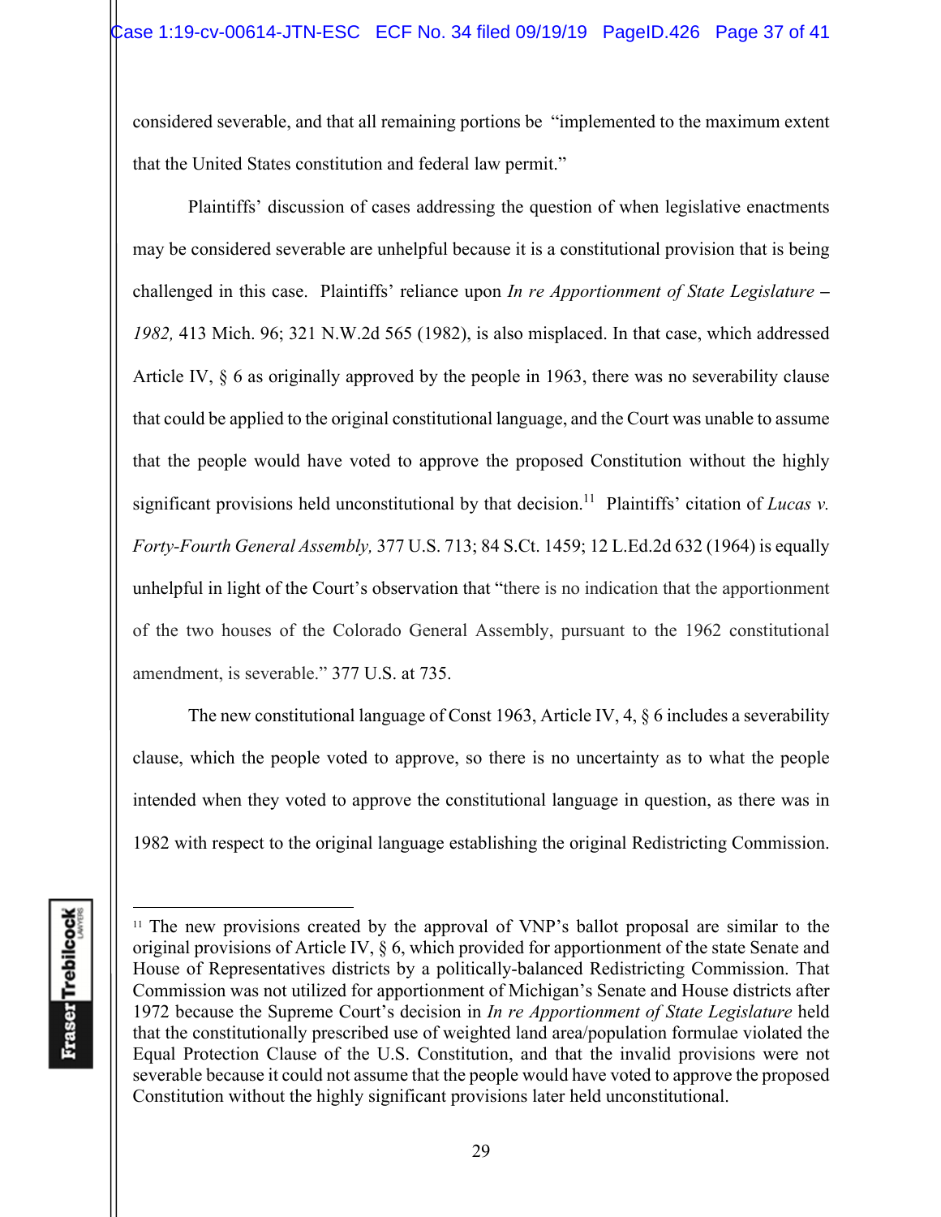considered severable, and that all remaining portions be "implemented to the maximum extent that the United States constitution and federal law permit."

Plaintiffs' discussion of cases addressing the question of when legislative enactments may be considered severable are unhelpful because it is a constitutional provision that is being challenged in this case. Plaintiffs' reliance upon *In re Apportionment of State Legislature – 1982,* 413 Mich. 96; 321 N.W.2d 565 (1982), is also misplaced. In that case, which addressed Article IV, § 6 as originally approved by the people in 1963, there was no severability clause that could be applied to the original constitutional language, and the Court was unable to assume that the people would have voted to approve the proposed Constitution without the highly significant provisions held unconstitutional by that decision.[11] Plaintiffs' citation of *Lucas v. Forty-Fourth General Assembly,* 377 U.S. 713; 84 S.Ct. 1459; 12 L.Ed.2d 632 (1964) is equally unhelpful in light of the Court's observation that "there is no indication that the apportionment of the two houses of the Colorado General Assembly, pursuant to the 1962 constitutional amendment, is severable." 377 U.S. at 735.

The new constitutional language of Const 1963, Article IV, 4, § 6 includes a severability clause, which the people voted to approve, so there is no uncertainty as to what the people intended when they voted to approve the constitutional language in question, as there was in 1982 with respect to the original language establishing the original Redistricting Commission.

---

[11] The new provisions created by the approval of VNP's ballot proposal are similar to the original provisions of Article IV, § 6, which provided for apportionment of the state Senate and House of Representatives districts by a politically-balanced Redistricting Commission. That Commission was not utilized for apportionment of Michigan's Senate and House districts after 1972 because the Supreme Court's decision in *In re Apportionment of State Legislature* held that the constitutionally prescribed use of weighted land area/population formulae violated the Equal Protection Clause of the U.S. Constitution, and that the invalid provisions were not severable because it could not assume that the people would have voted to approve the proposed Constitution without the highly significant provisions later held unconstitutional.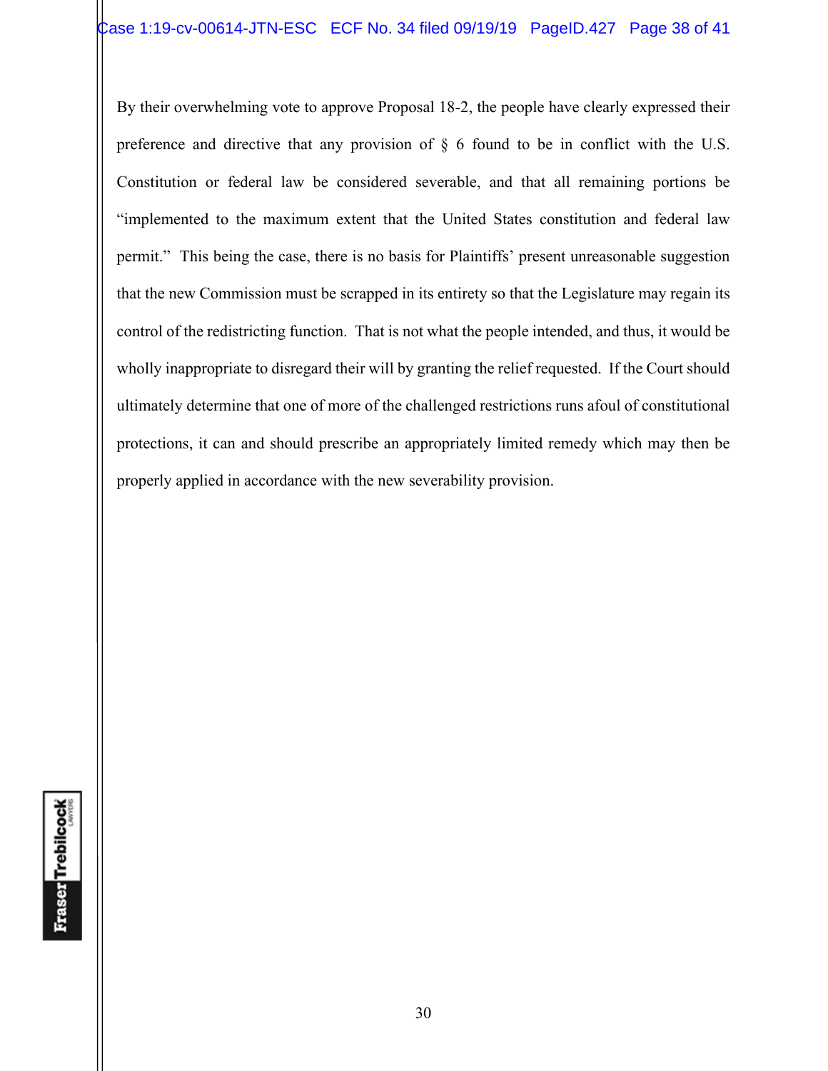By their overwhelming vote to approve Proposal 18-2, the people have clearly expressed their preference and directive that any provision of § 6 found to be in conflict with the U.S. Constitution or federal law be considered severable, and that all remaining portions be "implemented to the maximum extent that the United States constitution and federal law permit." This being the case, there is no basis for Plaintiffs' present unreasonable suggestion that the new Commission must be scrapped in its entirety so that the Legislature may regain its control of the redistricting function. That is not what the people intended, and thus, it would be wholly inappropriate to disregard their will by granting the relief requested. If the Court should ultimately determine that one of more of the challenged restrictions runs afoul of constitutional protections, it can and should prescribe an appropriately limited remedy which may then be properly applied in accordance with the new severability provision.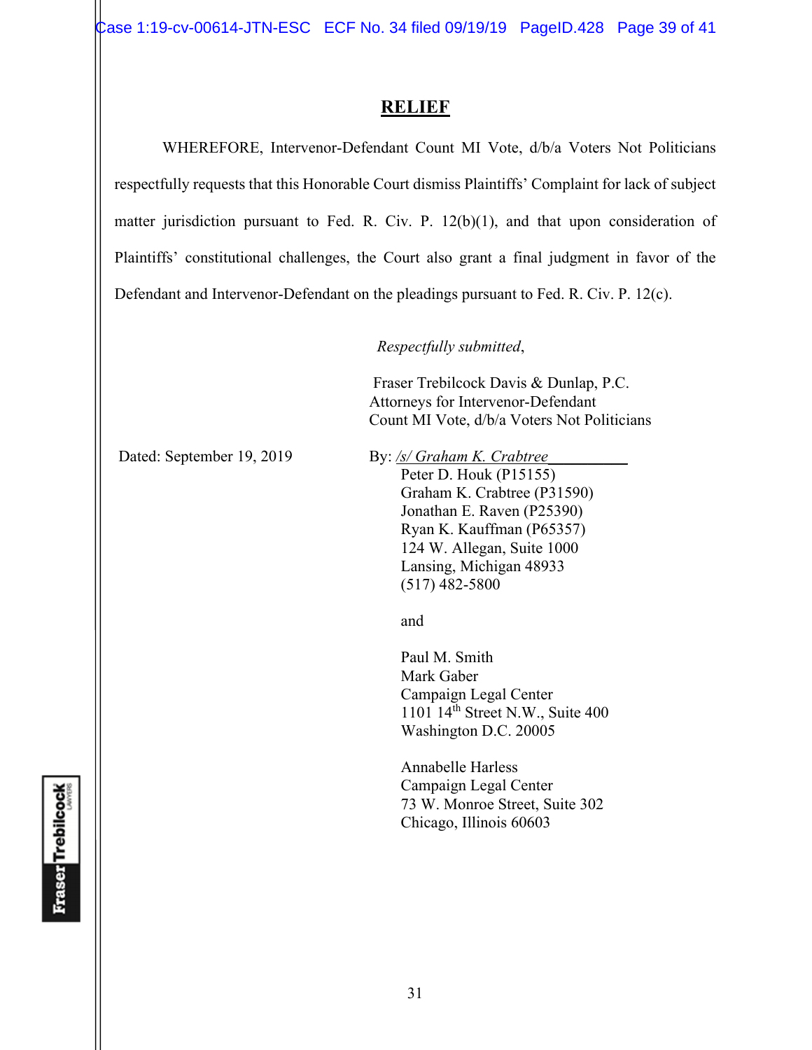## RELIEF

WHEREFORE, Intervenor-Defendant Count MI Vote, d/b/a Voters Not Politicians respectfully requests that this Honorable Court dismiss Plaintiffs' Complaint for lack of subject matter jurisdiction pursuant to Fed. R. Civ. P. 12(b)(1), and that upon consideration of Plaintiffs' constitutional challenges, the Court also grant a final judgment in favor of the Defendant and Intervenor-Defendant on the pleadings pursuant to Fed. R. Civ. P. 12(c).

*Respectfully submitted*,

Fraser Trebilcock Davis & Dunlap, P.C.
Attorneys for Intervenor-Defendant
Count MI Vote, d/b/a Voters Not Politicians

Dated: September 19, 2019

By: */s/ Graham K. Crabtree*
Peter D. Houk (P15155)
Graham K. Crabtree (P31590)
Jonathan E. Raven (P25390)
Ryan K. Kauffman (P65357)
124 W. Allegan, Suite 1000
Lansing, Michigan 48933
(517) 482-5800

and

Paul M. Smith
Mark Gaber
Campaign Legal Center
1101 14th Street N.W., Suite 400
Washington D.C. 20005

Annabelle Harless
Campaign Legal Center
73 W. Monroe Street, Suite 302
Chicago, Illinois 60603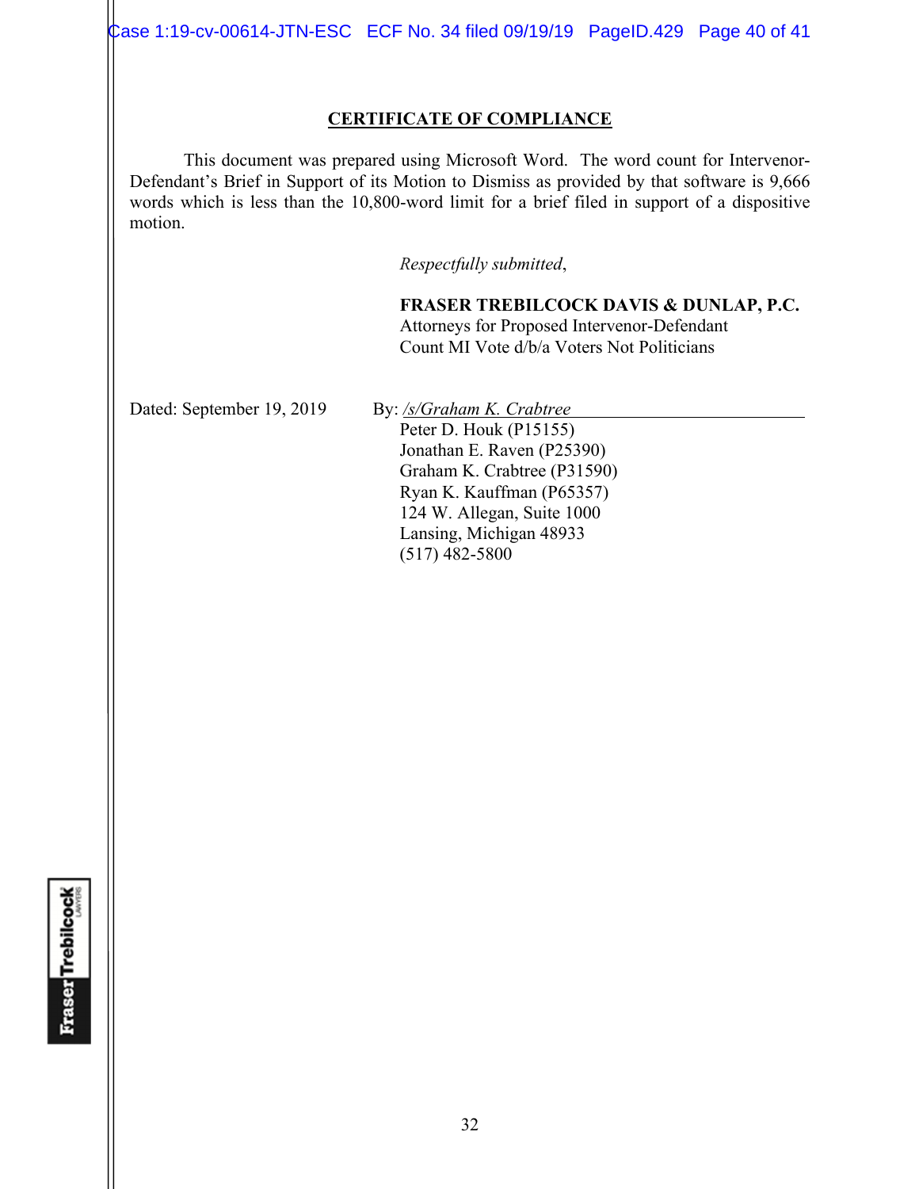## CERTIFICATE OF COMPLIANCE

This document was prepared using Microsoft Word. The word count for Intervenor-Defendant's Brief in Support of its Motion to Dismiss as provided by that software is 9,666 words which is less than the 10,800-word limit for a brief filed in support of a dispositive motion.

*Respectfully submitted*,

**FRASER TREBILCOCK DAVIS & DUNLAP, P.C.**
Attorneys for Proposed Intervenor-Defendant
Count MI Vote d/b/a Voters Not Politicians

Dated: September 19, 2019

By: */s/Graham K. Crabtree*
Peter D. Houk (P15155)
Jonathan E. Raven (P25390)
Graham K. Crabtree (P31590)
Ryan K. Kauffman (P65357)
124 W. Allegan, Suite 1000
Lansing, Michigan 48933
(517) 482-5800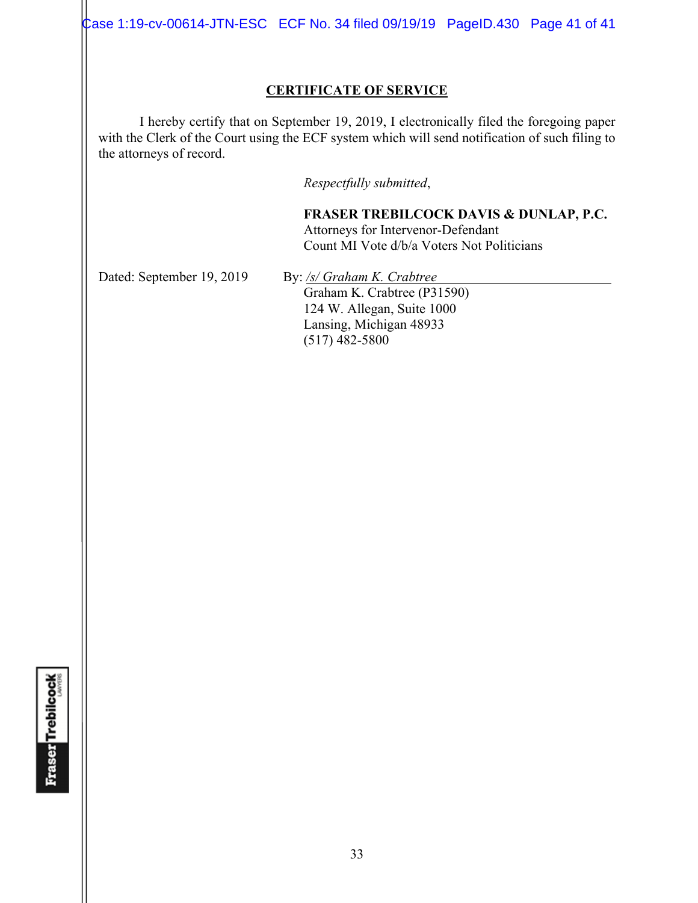## CERTIFICATE OF SERVICE

I hereby certify that on September 19, 2019, I electronically filed the foregoing paper with the Clerk of the Court using the ECF system which will send notification of such filing to the attorneys of record.

*Respectfully submitted*,

**FRASER TREBILCOCK DAVIS & DUNLAP, P.C.**
Attorneys for Intervenor-Defendant
Count MI Vote d/b/a Voters Not Politicians

Dated: September 19, 2019

By: */s/ Graham K. Crabtree*
Graham K. Crabtree (P31590)
124 W. Allegan, Suite 1000
Lansing, Michigan 48933
(517) 482-5800